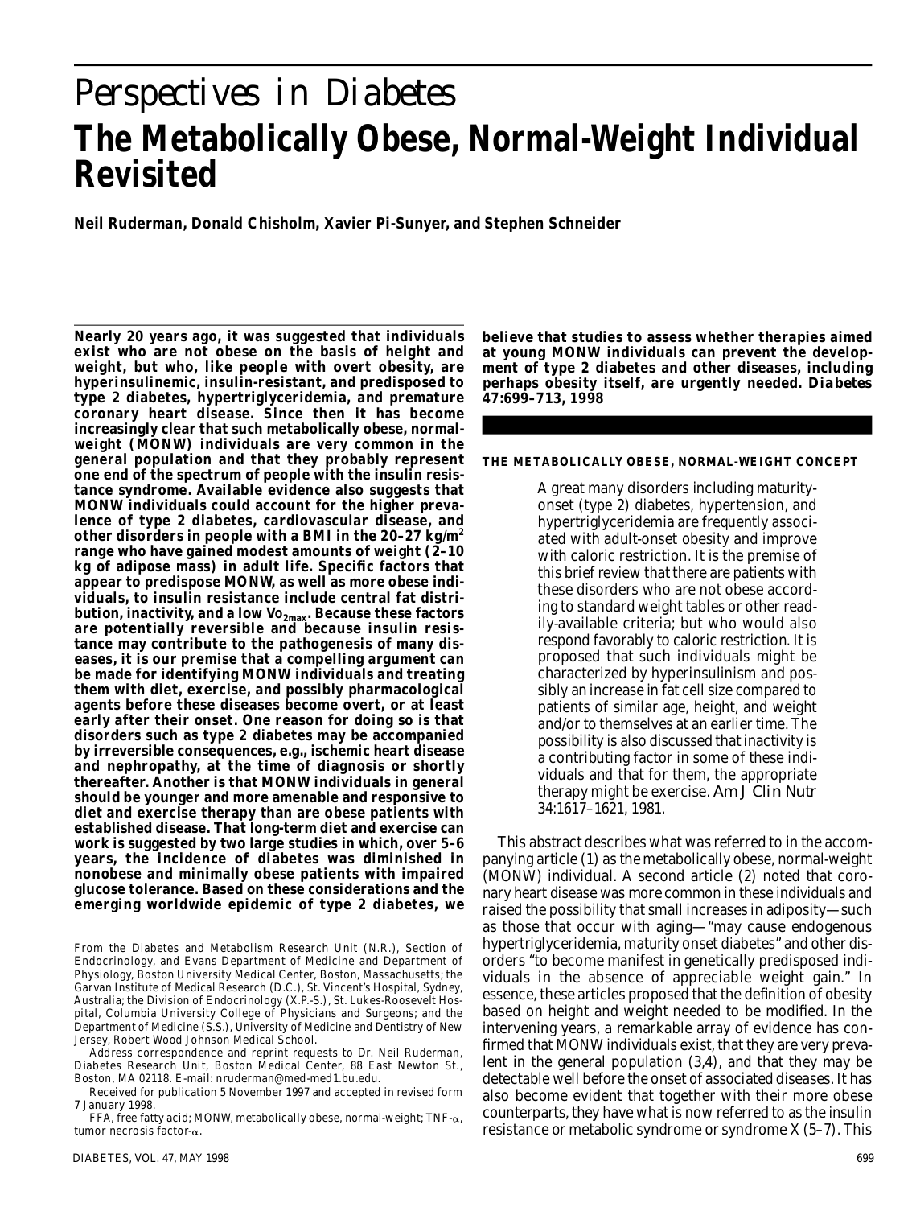# Perspectives in Diabetes

# The Metabolically Obese, Normal-Weight Individual Revisited

**Neil Ruderman, Donald Chisholm, Xavier Pi-Sunyer, and Stephen Schneider**

**Nearly 20 years ago, it was suggested that individuals exist who are not obese on the basis of height and weight, but who, like people with overt obesity, are hyperinsulinemic, insulin-resistant, and predisposed to type 2 diabetes, hypertriglyceridemia, and premature coronary heart disease. Since then it has become increasingly clear that such metabolically obese, normal-weight (MONW) individuals are very common in the general population and that they probably represent one end of the spectrum of people with the insulin resistance syndrome. Available evidence also suggests that MONW individuals could account for the higher prevalence of type 2 diabetes, cardiovascular disease, and other disorders in people with a BMI in the 20–27 kg/m$^2$ range who have gained modest amounts of weight (2–10 kg of adipose mass) in adult life. Specific factors that appear to predispose MONW, as well as more obese individuals, to insulin resistance include central fat distribution, inactivity, and a low $Vo_{2max}$. Because these factors are potentially reversible and because insulin resistance may contribute to the pathogenesis of many diseases, it is our premise that a compelling argument can be made for identifying MONW individuals and treating them with diet, exercise, and possibly pharmacological agents before these diseases become overt, or at least early after their onset. One reason for doing so is that disorders such as type 2 diabetes may be accompanied by irreversible consequences, e.g., ischemic heart disease and nephropathy, at the time of diagnosis or shortly thereafter. Another is that MONW individuals in general should be younger and more amenable and responsive to diet and exercise therapy than are obese patients with established disease. That long-term diet and exercise can work is suggested by two large studies in which, over 5–6 years, the incidence of diabetes was diminished in nonobese and minimally obese patients with impaired glucose tolerance. Based on these considerations and the emerging worldwide epidemic of type 2 diabetes, we believe that studies to assess whether therapies aimed at young MONW individuals can prevent the development of type 2 diabetes and other diseases, including perhaps obesity itself, are urgently needed.** ***Diabetes*** **47:699–713, 1998**

From the Diabetes and Metabolism Research Unit (N.R.), Section of Endocrinology, and Evans Department of Medicine and Department of Physiology, Boston University Medical Center, Boston, Massachusetts; the Garvan Institute of Medical Research (D.C.), St. Vincent's Hospital, Sydney, Australia; the Division of Endocrinology (X.P.-S.), St. Lukes-Roosevelt Hospital, Columbia University College of Physicians and Surgeons; and the Department of Medicine (S.S.), University of Medicine and Dentistry of New Jersey, Robert Wood Johnson Medical School.

Address correspondence and reprint requests to Dr. Neil Ruderman, Diabetes Research Unit, Boston Medical Center, 88 East Newton St., Boston, MA 02118. E-mail: nruderman@med-med1.bu.edu.

Received for publication 5 November 1997 and accepted in revised form 7 January 1998.

FFA, free fatty acid; MONW, metabolically obese, normal-weight; TNF-$\alpha$, tumor necrosis factor-$\alpha$.

## THE METABOLICALLY OBESE, NORMAL-WEIGHT CONCEPT

> A great many disorders including maturity-onset (type 2) diabetes, hypertension, and hypertriglyceridemia are frequently associated with adult-onset obesity and improve with caloric restriction. It is the premise of this brief review that there are patients with these disorders who are not obese according to standard weight tables or other readily-available criteria; but who would also respond favorably to caloric restriction. It is proposed that such individuals might be characterized by hyperinsulinism and possibly an increase in fat cell size compared to patients of similar age, height, and weight and/or to themselves at an earlier time. The possibility is also discussed that inactivity is a contributing factor in some of these individuals and that for them, the appropriate therapy might be exercise. *Am J Clin Nutr* 34:1617–1621, 1981.

This abstract describes what was referred to in the accompanying article (1) as the metabolically obese, normal-weight (MONW) individual. A second article (2) noted that coronary heart disease was more common in these individuals and raised the possibility that small increases in adiposity—such as those that occur with aging—"may cause endogenous hypertriglyceridemia, maturity onset diabetes" and other disorders "to become manifest in genetically predisposed individuals in the absence of appreciable weight gain." In essence, these articles proposed that the definition of obesity based on height and weight needed to be modified. In the intervening years, a remarkable array of evidence has confirmed that MONW individuals exist, that they are very prevalent in the general population (3,4), and that they may be detectable well before the onset of associated diseases. It has also become evident that together with their more obese counterparts, they have what is now referred to as the insulin resistance or metabolic syndrome or syndrome X (5–7). This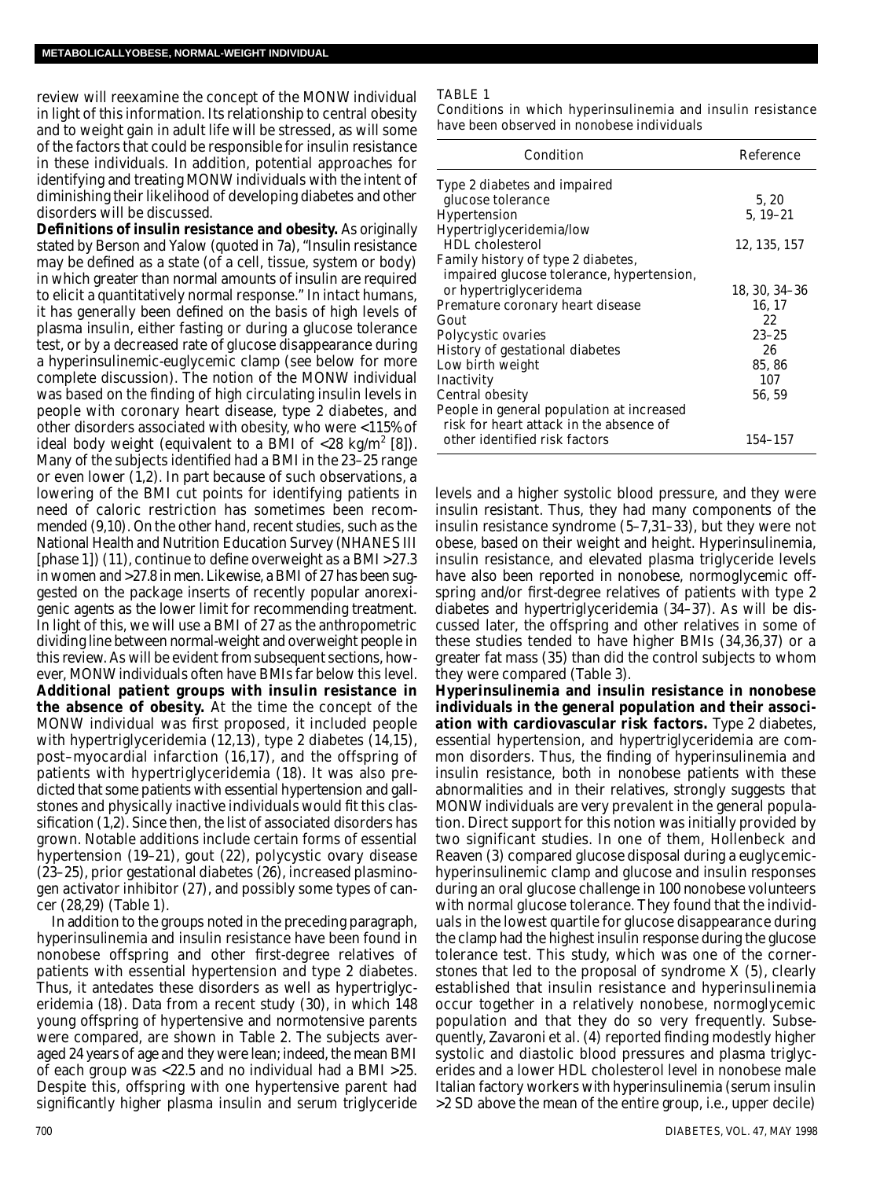review will reexamine the concept of the MONW individual in light of this information. Its relationship to central obesity and to weight gain in adult life will be stressed, as will some of the factors that could be responsible for insulin resistance in these individuals. In addition, potential approaches for identifying and treating MONW individuals with the intent of diminishing their likelihood of developing diabetes and other disorders will be discussed.

**Definitions of insulin resistance and obesity.** As originally stated by Berson and Yalow (quoted in 7a), "Insulin resistance may be defined as a state (of a cell, tissue, system or body) in which greater than normal amounts of insulin are required to elicit a quantitatively normal response." In intact humans, it has generally been defined on the basis of high levels of plasma insulin, either fasting or during a glucose tolerance test, or by a decreased rate of glucose disappearance during a hyperinsulinemic-euglycemic clamp (see below for more complete discussion). The notion of the MONW individual was based on the finding of high circulating insulin levels in people with coronary heart disease, type 2 diabetes, and other disorders associated with obesity, who were <115% of ideal body weight (equivalent to a BMI of <28 kg/m$^2$ [8]). Many of the subjects identified had a BMI in the 23–25 range or even lower (1,2). In part because of such observations, a lowering of the BMI cut points for identifying patients in need of caloric restriction has sometimes been recommended (9,10). On the other hand, recent studies, such as the National Health and Nutrition Education Survey (NHANES III [phase 1]) (11), continue to define overweight as a BMI >27.3 in women and >27.8 in men. Likewise, a BMI of 27 has been suggested on the package inserts of recently popular anorexigenic agents as the lower limit for recommending treatment. In light of this, we will use a BMI of 27 as the anthropometric dividing line between normal-weight and overweight people in this review. As will be evident from subsequent sections, however, MONW individuals often have BMIs far below this level.

**Additional patient groups with insulin resistance in the absence of obesity.** At the time the concept of the MONW individual was first proposed, it included people with hypertriglyceridemia (12,13), type 2 diabetes (14,15), post–myocardial infarction (16,17), and the offspring of patients with hypertriglyceridemia (18). It was also predicted that some patients with essential hypertension and gallstones and physically inactive individuals would fit this classification (1,2). Since then, the list of associated disorders has grown. Notable additions include certain forms of essential hypertension (19–21), gout (22), polycystic ovary disease (23–25), prior gestational diabetes (26), increased plasminogen activator inhibitor (27), and possibly some types of cancer (28,29) (Table 1).

In addition to the groups noted in the preceding paragraph, hyperinsulinemia and insulin resistance have been found in nonobese offspring and other first-degree relatives of patients with essential hypertension and type 2 diabetes. Thus, it antedates these disorders as well as hypertriglyceridemia (18). Data from a recent study (30), in which 148 young offspring of hypertensive and normotensive parents were compared, are shown in Table 2. The subjects averaged 24 years of age and they were lean; indeed, the mean BMI of each group was <22.5 and no individual had a BMI >25. Despite this, offspring with one hypertensive parent had significantly higher plasma insulin and serum triglyceride levels and a higher systolic blood pressure, and they were insulin resistant. Thus, they had many components of the insulin resistance syndrome (5–7,31–33), but they were not obese, based on their weight and height. Hyperinsulinemia, insulin resistance, and elevated plasma triglyceride levels have also been reported in nonobese, normoglycemic offspring and/or first-degree relatives of patients with type 2 diabetes and hypertriglyceridemia (34–37). As will be discussed later, the offspring and other relatives in some of these studies tended to have higher BMIs (34,36,37) or a greater fat mass (35) than did the control subjects to whom they were compared (Table 3).

TABLE 1
Conditions in which hyperinsulinemia and insulin resistance have been observed in nonobese individuals

| Condition | Reference |
|---|---|
| Type 2 diabetes and impaired glucose tolerance | 5, 20 |
| Hypertension | 5, 19–21 |
| Hypertriglyceridemia/low HDL cholesterol | 12, 135, 157 |
| Family history of type 2 diabetes, impaired glucose tolerance, hypertension, or hypertriglyceridemia | 18, 30, 34–36 |
| Premature coronary heart disease | 16, 17 |
| Gout | 22 |
| Polycystic ovaries | 23–25 |
| History of gestational diabetes | 26 |
| Low birth weight | 85, 86 |
| Inactivity | 107 |
| Central obesity | 56, 59 |
| People in general population at increased risk for heart attack in the absence of other identified risk factors | 154–157 |

**Hyperinsulinemia and insulin resistance in nonobese individuals in the general population and their association with cardiovascular risk factors.** Type 2 diabetes, essential hypertension, and hypertriglyceridemia are common disorders. Thus, the finding of hyperinsulinemia and insulin resistance, both in nonobese patients with these abnormalities and in their relatives, strongly suggests that MONW individuals are very prevalent in the general population. Direct support for this notion was initially provided by two significant studies. In one of them, Hollenbeck and Reaven (3) compared glucose disposal during a euglycemic-hyperinsulinemic clamp and glucose and insulin responses during an oral glucose challenge in 100 nonobese volunteers with normal glucose tolerance. They found that the individuals in the lowest quartile for glucose disappearance during the clamp had the highest insulin response during the glucose tolerance test. This study, which was one of the cornerstones that led to the proposal of syndrome X (5), clearly established that insulin resistance and hyperinsulinemia occur together in a relatively nonobese, normoglycemic population and that they do so very frequently. Subsequently, Zavaroni et al. (4) reported finding modestly higher systolic and diastolic blood pressures and plasma triglycerides and a lower HDL cholesterol level in nonobese male Italian factory workers with hyperinsulinemia (serum insulin >2 SD above the mean of the entire group, i.e., upper decile)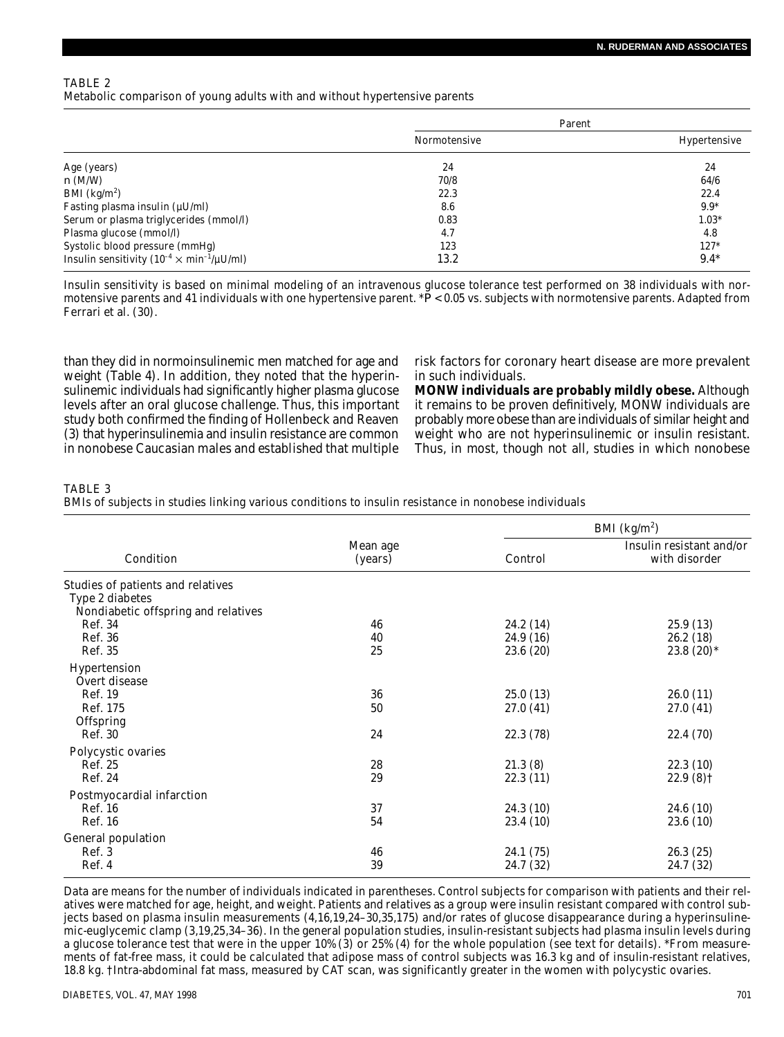TABLE 2
Metabolic comparison of young adults with and without hypertensive parents

| | Parent | |
|---|---|---|
| | Normotensive | Hypertensive |
| Age (years) | 24 | 24 |
| n (M/W) | 70/8 | 64/6 |
| BMI (kg/m$^2$) | 22.3 | 22.4 |
| Fasting plasma insulin (µU/ml) | 8.6 | 9.9* |
| Serum or plasma triglycerides (mmol/l) | 0.83 | 1.03* |
| Plasma glucose (mmol/l) | 4.7 | 4.8 |
| Systolic blood pressure (mmHg) | 123 | 127* |
| Insulin sensitivity ($10^{-4} \times$ min$^{-1}$/µU/ml) | 13.2 | 9.4* |

Insulin sensitivity is based on minimal modeling of an intravenous glucose tolerance test performed on 38 individuals with normotensive parents and 41 individuals with one hypertensive parent. *$P < 0.05$ vs. subjects with normotensive parents. Adapted from Ferrari et al. (30).

than they did in normoinsulinemic men matched for age and weight (Table 4). In addition, they noted that the hyperinsulinemic individuals had significantly higher plasma glucose levels after an oral glucose challenge. Thus, this important study both confirmed the finding of Hollenbeck and Reaven (3) that hyperinsulinemia and insulin resistance are common in nonobese Caucasian males and established that multiple risk factors for coronary heart disease are more prevalent in such individuals.

**MONW individuals are probably mildly obese.** Although it remains to be proven definitively, MONW individuals are probably more obese than are individuals of similar height and weight who are not hyperinsulinemic or insulin resistant. Thus, in most, though not all, studies in which nonobese

TABLE 3
BMIs of subjects in studies linking various conditions to insulin resistance in nonobese individuals

| Condition | Mean age (years) | BMI (kg/m$^2$) | |
|---|---|---|---|
| | | Control | Insulin resistant and/or with disorder |
| Studies of patients and relatives | | | |
| Type 2 diabetes | | | |
| Nondiabetic offspring and relatives | | | |
| Ref. 34 | 46 | 24.2 (14) | 25.9 (13) |
| Ref. 36 | 40 | 24.9 (16) | 26.2 (18) |
| Ref. 35 | 25 | 23.6 (20) | 23.8 (20)* |
| Hypertension | | | |
| Overt disease | | | |
| Ref. 19 | 36 | 25.0 (13) | 26.0 (11) |
| Ref. 175 | 50 | 27.0 (41) | 27.0 (41) |
| Offspring | | | |
| Ref. 30 | 24 | 22.3 (78) | 22.4 (70) |
| Polycystic ovaries | | | |
| Ref. 25 | 28 | 21.3 (8) | 22.3 (10) |
| Ref. 24 | 29 | 22.3 (11) | 22.9 (8)† |
| Postmyocardial infarction | | | |
| Ref. 16 | 37 | 24.3 (10) | 24.6 (10) |
| Ref. 16 | 54 | 23.4 (10) | 23.6 (10) |
| General population | | | |
| Ref. 3 | 46 | 24.1 (75) | 26.3 (25) |
| Ref. 4 | 39 | 24.7 (32) | 24.7 (32) |

Data are means for the number of individuals indicated in parentheses. Control subjects for comparison with patients and their relatives were matched for age, height, and weight. Patients and relatives as a group were insulin resistant compared with control subjects based on plasma insulin measurements (4,16,19,24–30,35,175) and/or rates of glucose disappearance during a hyperinsulinemic-euglycemic clamp (3,19,25,34–36). In the general population studies, insulin-resistant subjects had plasma insulin levels during a glucose tolerance test that were in the upper 10% (3) or 25% (4) for the whole population (see text for details). *From measurements of fat-free mass, it could be calculated that adipose mass of control subjects was 16.3 kg and of insulin-resistant relatives, 18.8 kg. †Intra-abdominal fat mass, measured by CAT scan, was significantly greater in the women with polycystic ovaries.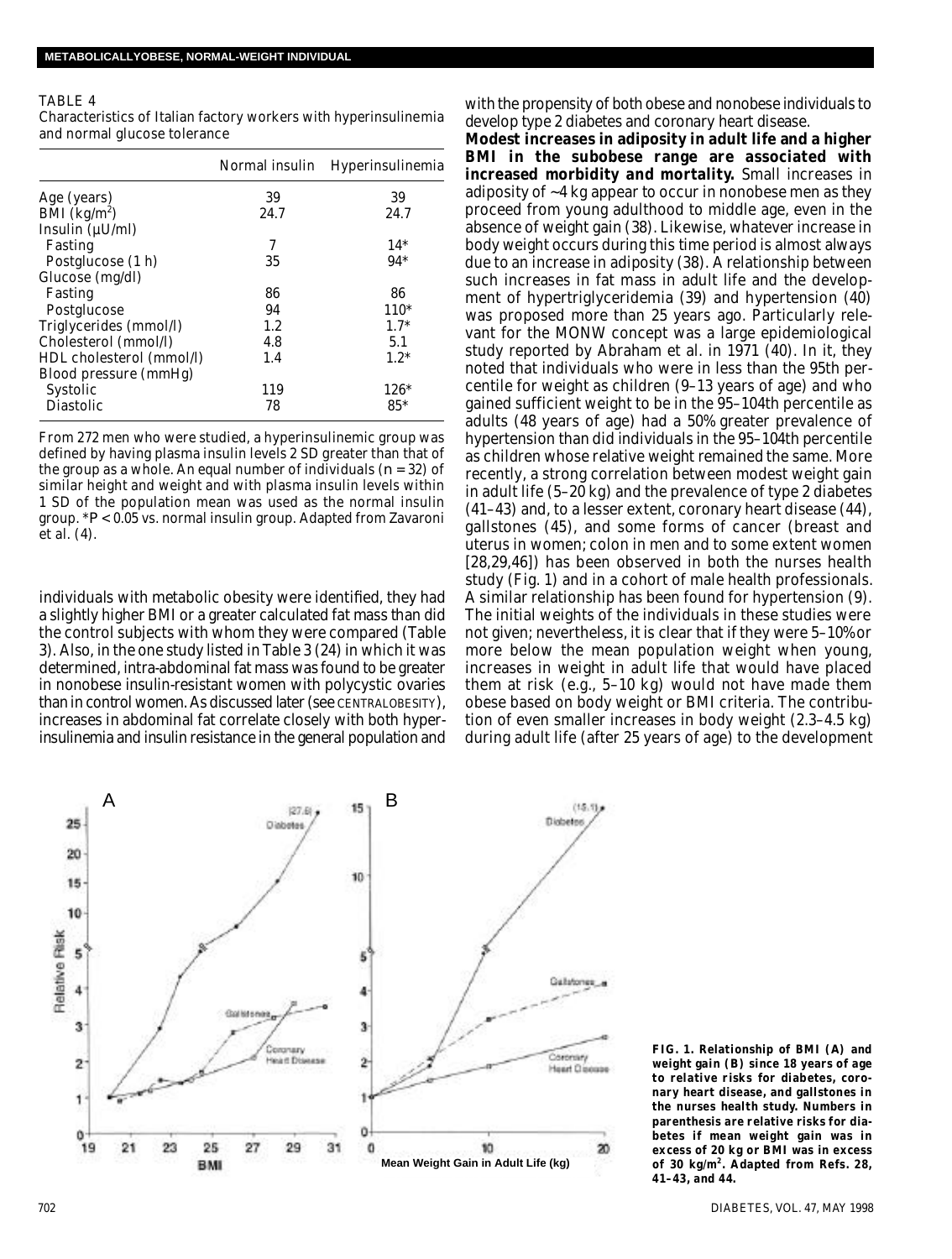TABLE 4
Characteristics of Italian factory workers with hyperinsulinemia and normal glucose tolerance

| | Normal insulin | Hyperinsulinemia |
|---|---|---|
| Age (years) | 39 | 39 |
| BMI (kg/m$^2$) | 24.7 | 24.7 |
| Insulin (µU/ml) | | |
| Fasting | 7 | 14* |
| Postglucose (1 h) | 35 | 94* |
| Glucose (mg/dl) | | |
| Fasting | 86 | 86 |
| Postglucose | 94 | 110* |
| Triglycerides (mmol/l) | 1.2 | 1.7* |
| Cholesterol (mmol/l) | 4.8 | 5.1 |
| HDL cholesterol (mmol/l) | 1.4 | 1.2* |
| Blood pressure (mmHg) | | |
| Systolic | 119 | 126* |
| Diastolic | 78 | 85* |

From 272 men who were studied, a hyperinsulinemic group was defined by having plasma insulin levels 2 SD greater than that of the group as a whole. An equal number of individuals ($n = 32$) of similar height and weight and with plasma insulin levels within 1 SD of the population mean was used as the normal insulin group. *$P < 0.05$ vs. normal insulin group. Adapted from Zavaroni et al. (4).

individuals with metabolic obesity were identified, they had a slightly higher BMI or a greater calculated fat mass than did the control subjects with whom they were compared (Table 3). Also, in the one study listed in Table 3 (24) in which it was determined, intra-abdominal fat mass was found to be greater in nonobese insulin-resistant women with polycystic ovaries than in control women. As discussed later (see CENTRAL OBESITY), increases in abdominal fat correlate closely with both hyperinsulinemia and insulin resistance in the general population and with the propensity of both obese and nonobese individuals to develop type 2 diabetes and coronary heart disease.

**Modest increases in adiposity in adult life and a higher BMI in the subobese range are associated with increased morbidity and mortality.** Small increases in adiposity of ~4 kg appear to occur in nonobese men as they proceed from young adulthood to middle age, even in the absence of weight gain (38). Likewise, whatever increase in body weight occurs during this time period is almost always due to an increase in adiposity (38). A relationship between such increases in fat mass in adult life and the development of hypertriglyceridemia (39) and hypertension (40) was proposed more than 25 years ago. Particularly relevant for the MONW concept was a large epidemiological study reported by Abraham et al. in 1971 (40). In it, they noted that individuals who were in less than the 95th percentile for weight as children (9–13 years of age) and who gained sufficient weight to be in the 95–104th percentile as adults (48 years of age) had a 50% greater prevalence of hypertension than did individuals in the 95–104th percentile as children whose relative weight remained the same. More recently, a strong correlation between modest weight gain in adult life (5–20 kg) and the prevalence of type 2 diabetes (41–43) and, to a lesser extent, coronary heart disease (44), gallstones (45), and some forms of cancer (breast and uterus in women; colon in men and to some extent women [28,29,46]) has been observed in both the nurses health study (Fig. 1) and in a cohort of male health professionals. A similar relationship has been found for hypertension (9). The initial weights of the individuals in these studies were not given; nevertheless, it is clear that if they were 5–10% or more below the mean population weight when young, increases in weight in adult life that would have placed them at risk (e.g., 5–10 kg) would not have made them obese based on body weight or BMI criteria. The contribution of even smaller increases in body weight (2.3–4.5 kg) during adult life (after 25 years of age) to the development

**FIG. 1. Relationship of BMI (A) and weight gain (B) since 18 years of age to relative risks for diabetes, coronary heart disease, and gallstones in the nurses health study. Numbers in parenthesis are relative risks for diabetes if mean weight gain was in excess of 20 kg or BMI was in excess of 30 kg/m$^2$. Adapted from Refs. 28, 41–43, and 44.**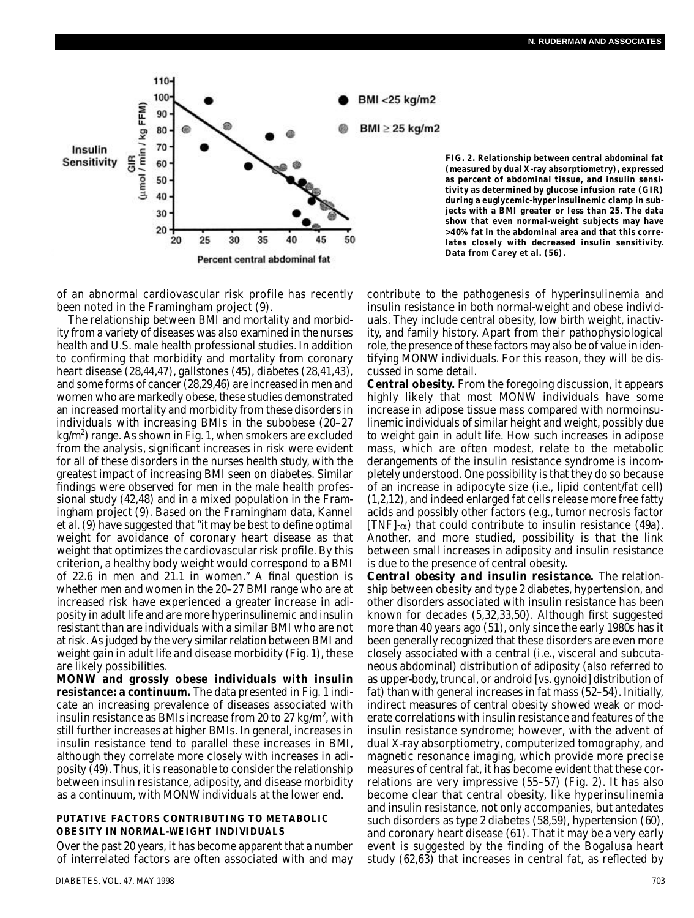FIG. 2. Relationship between central abdominal fat (measured by dual X-ray absorptiometry), expressed as percent of abdominal tissue, and insulin sensitivity as determined by glucose infusion rate (GIR) during a euglycemic-hyperinsulinemic clamp in subjects with a BMI greater or less than 25. The data show that even normal-weight subjects may have >40% fat in the abdominal area and that this correlates closely with decreased insulin sensitivity. Data from Carey et al. (56).

of an abnormal cardiovascular risk profile has recently been noted in the Framingham project (9).

The relationship between BMI and mortality and morbidity from a variety of diseases was also examined in the nurses health and U.S. male health professional studies. In addition to confirming that morbidity and mortality from coronary heart disease (28,44,47), gallstones (45), diabetes (28,41,43), and some forms of cancer (28,29,46) are increased in men and women who are markedly obese, these studies demonstrated an increased mortality and morbidity from these disorders in individuals with increasing BMIs in the subobese (20–27 kg/m$^2$) range. As shown in Fig. 1, when smokers are excluded from the analysis, significant increases in risk were evident for all of these disorders in the nurses health study, with the greatest impact of increasing BMI seen on diabetes. Similar findings were observed for men in the male health professional study (42,48) and in a mixed population in the Framingham project (9). Based on the Framingham data, Kannel et al. (9) have suggested that "it may be best to define optimal weight for avoidance of coronary heart disease as that weight that optimizes the cardiovascular risk profile. By this criterion, a healthy body weight would correspond to a BMI of 22.6 in men and 21.1 in women." A final question is whether men and women in the 20–27 BMI range who are at increased risk have experienced a greater increase in adiposity in adult life and are more hyperinsulinemic and insulin resistant than are individuals with a similar BMI who are not at risk. As judged by the very similar relation between BMI and weight gain in adult life and disease morbidity (Fig. 1), these are likely possibilities.

**MONW and grossly obese individuals with insulin resistance: a continuum.** The data presented in Fig. 1 indicate an increasing prevalence of diseases associated with insulin resistance as BMIs increase from 20 to 27 kg/m$^2$, with still further increases at higher BMIs. In general, increases in insulin resistance tend to parallel these increases in BMI, although they correlate more closely with increases in adiposity (49). Thus, it is reasonable to consider the relationship between insulin resistance, adiposity, and disease morbidity as a continuum, with MONW individuals at the lower end.

## PUTATIVE FACTORS CONTRIBUTING TO METABOLIC OBESITY IN NORMAL-WEIGHT INDIVIDUALS

Over the past 20 years, it has become apparent that a number of interrelated factors are often associated with and may contribute to the pathogenesis of hyperinsulinemia and insulin resistance in both normal-weight and obese individuals. They include central obesity, low birth weight, inactivity, and family history. Apart from their pathophysiological role, the presence of these factors may also be of value in identifying MONW individuals. For this reason, they will be discussed in some detail.

**Central obesity.** From the foregoing discussion, it appears highly likely that most MONW individuals have some increase in adipose tissue mass compared with normoinsulinemic individuals of similar height and weight, possibly due to weight gain in adult life. How such increases in adipose mass, which are often modest, relate to the metabolic derangements of the insulin resistance syndrome is incompletely understood. One possibility is that they do so because of an increase in adipocyte size (i.e., lipid content/fat cell) (1,2,12), and indeed enlarged fat cells release more free fatty acids and possibly other factors (e.g., tumor necrosis factor [TNF]-$\alpha$) that could contribute to insulin resistance (49a). Another, and more studied, possibility is that the link between small increases in adiposity and insulin resistance is due to the presence of central obesity.

**Central obesity and insulin resistance.** The relationship between obesity and type 2 diabetes, hypertension, and other disorders associated with insulin resistance has been known for decades (5,32,33,50). Although first suggested more than 40 years ago (51), only since the early 1980s has it been generally recognized that these disorders are even more closely associated with a central (i.e., visceral and subcutaneous abdominal) distribution of adiposity (also referred to as upper-body, truncal, or android [vs. gynoid] distribution of fat) than with general increases in fat mass (52–54). Initially, indirect measures of central obesity showed weak or moderate correlations with insulin resistance and features of the insulin resistance syndrome; however, with the advent of dual X-ray absorptiometry, computerized tomography, and magnetic resonance imaging, which provide more precise measures of central fat, it has become evident that these correlations are very impressive (55–57) (Fig. 2). It has also become clear that central obesity, like hyperinsulinemia and insulin resistance, not only accompanies, but antedates such disorders as type 2 diabetes (58,59), hypertension (60), and coronary heart disease (61). That it may be a very early event is suggested by the finding of the Bogalusa heart study (62,63) that increases in central fat, as reflected by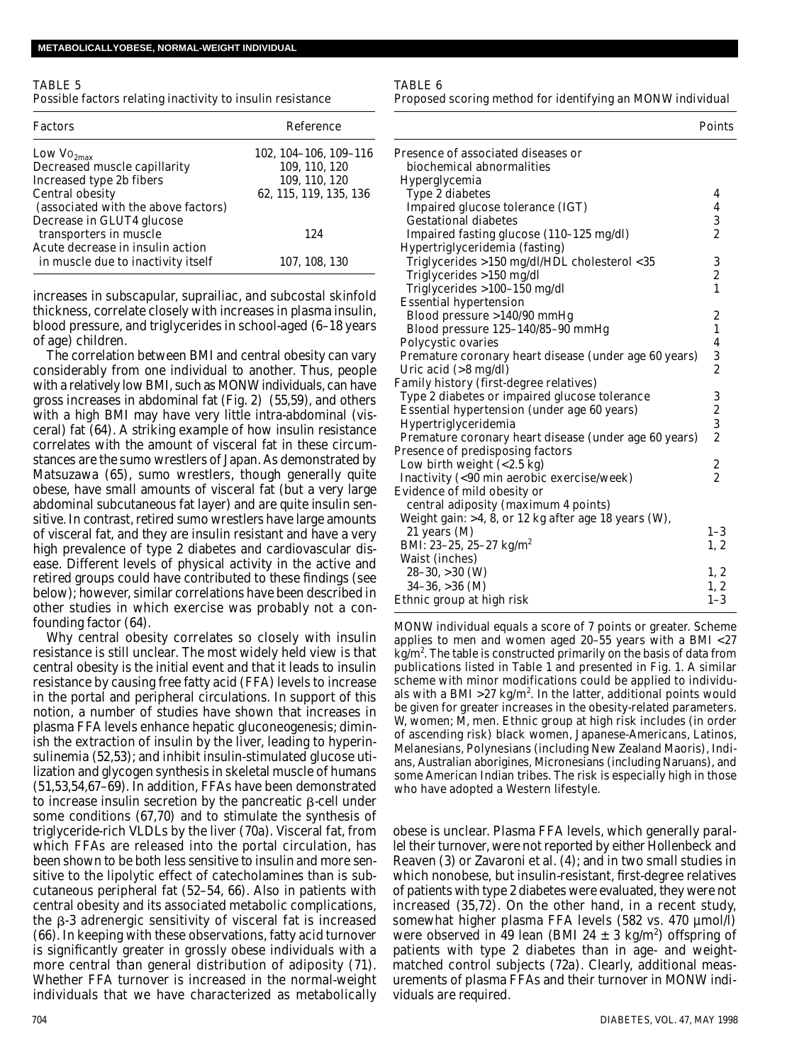TABLE 5
Possible factors relating inactivity to insulin resistance

| Factors | Reference |
|---|---|
| Low $Vo_{2max}$ | 102, 104–106, 109–116 |
| Decreased muscle capillarity | 109, 110, 120 |
| Increased type 2b fibers | 109, 110, 120 |
| Central obesity (associated with the above factors) | 62, 115, 119, 135, 136 |
| Decrease in GLUT4 glucose transporters in muscle | 124 |
| Acute decrease in insulin action in muscle due to inactivity itself | 107, 108, 130 |

increases in subscapular, suprailiac, and subcostal skinfold thickness, correlate closely with increases in plasma insulin, blood pressure, and triglycerides in school-aged (6–18 years of age) children.

The correlation between BMI and central obesity can vary considerably from one individual to another. Thus, people with a relatively low BMI, such as MONW individuals, can have gross increases in abdominal fat (Fig. 2) (55,59), and others with a high BMI may have very little intra-abdominal (visceral) fat (64). A striking example of how insulin resistance correlates with the amount of visceral fat in these circumstances are the sumo wrestlers of Japan. As demonstrated by Matsuzawa (65), sumo wrestlers, though generally quite obese, have small amounts of visceral fat (but a very large abdominal subcutaneous fat layer) and are quite insulin sensitive. In contrast, retired sumo wrestlers have large amounts of visceral fat, and they are insulin resistant and have a very high prevalence of type 2 diabetes and cardiovascular disease. Different levels of physical activity in the active and retired groups could have contributed to these findings (see below); however, similar correlations have been described in other studies in which exercise was probably not a confounding factor (64).

Why central obesity correlates so closely with insulin resistance is still unclear. The most widely held view is that central obesity is the initial event and that it leads to insulin resistance by causing free fatty acid (FFA) levels to increase in the portal and peripheral circulations. In support of this notion, a number of studies have shown that increases in plasma FFA levels enhance hepatic gluconeogenesis; diminish the extraction of insulin by the liver, leading to hyperinsulinemia (52,53); and inhibit insulin-stimulated glucose utilization and glycogen synthesis in skeletal muscle of humans (51,53,54,67–69). In addition, FFAs have been demonstrated to increase insulin secretion by the pancreatic β-cell under some conditions (67,70) and to stimulate the synthesis of triglyceride-rich VLDLs by the liver (70a). Visceral fat, from which FFAs are released into the portal circulation, has been shown to be both less sensitive to insulin and more sensitive to the lipolytic effect of catecholamines than is subcutaneous peripheral fat (52–54, 66). Also in patients with central obesity and its associated metabolic complications, the β-3 adrenergic sensitivity of visceral fat is increased (66). In keeping with these observations, fatty acid turnover is significantly greater in grossly obese individuals with a more central than general distribution of adiposity (71). Whether FFA turnover is increased in the normal-weight individuals that we have characterized as metabolically obese is unclear. Plasma FFA levels, which generally parallel their turnover, were not reported by either Hollenbeck and Reaven (3) or Zavaroni et al. (4); and in two small studies in which nonobese, but insulin-resistant, first-degree relatives of patients with type 2 diabetes were evaluated, they were not increased (35,72). On the other hand, in a recent study, somewhat higher plasma FFA levels (582 vs. 470 μmol/l) were observed in 49 lean (BMI 24 ± 3 kg/m$^2$) offspring of patients with type 2 diabetes than in age- and weight-matched control subjects (72a). Clearly, additional measurements of plasma FFAs and their turnover in MONW individuals are required.

TABLE 6
Proposed scoring method for identifying an MONW individual

| | Points |
|---|---|
| Presence of associated diseases or biochemical abnormalities | |
| Hyperglycemia | |
| Type 2 diabetes | 4 |
| Impaired glucose tolerance (IGT) | 4 |
| Gestational diabetes | 3 |
| Impaired fasting glucose (110–125 mg/dl) | 2 |
| Hypertriglyceridemia (fasting) | |
| Triglycerides >150 mg/dl/HDL cholesterol <35 | 3 |
| Triglycerides >150 mg/dl | 2 |
| Triglycerides >100–150 mg/dl | 1 |
| Essential hypertension | |
| Blood pressure >140/90 mmHg | 2 |
| Blood pressure 125–140/85–90 mmHg | 1 |
| Polycystic ovaries | 4 |
| Premature coronary heart disease (under age 60 years) | 3 |
| Uric acid (>8 mg/dl) | 2 |
| Family history (first-degree relatives) | |
| Type 2 diabetes or impaired glucose tolerance | 3 |
| Essential hypertension (under age 60 years) | 2 |
| Hypertriglyceridemia | 3 |
| Premature coronary heart disease (under age 60 years) | 2 |
| Presence of predisposing factors | |
| Low birth weight (<2.5 kg) | 2 |
| Inactivity (<90 min aerobic exercise/week) | 2 |
| Evidence of mild obesity or central adiposity (maximum 4 points) | |
| Weight gain: >4, 8, or 12 kg after age 18 years (W), 21 years (M) | 1–3 |
| BMI: 23–25, 25–27 kg/m$^2$ | 1, 2 |
| Waist (inches) | |
| 28–30, >30 (W) | 1, 2 |
| 34–36, >36 (M) | 1, 2 |
| Ethnic group at high risk | 1–3 |

MONW individual equals a score of 7 points or greater. Scheme applies to men and women aged 20–55 years with a BMI <27 kg/m$^2$. The table is constructed primarily on the basis of data from publications listed in Table 1 and presented in Fig. 1. A similar scheme with minor modifications could be applied to individuals with a BMI >27 kg/m$^2$. In the latter, additional points would be given for greater increases in the obesity-related parameters. W, women; M, men. Ethnic group at high risk includes (in order of ascending risk) black women, Japanese-Americans, Latinos, Melanesians, Polynesians (including New Zealand Maoris), Indians, Australian aborigines, Micronesians (including Naruans), and some American Indian tribes. The risk is especially high in those who have adopted a Western lifestyle.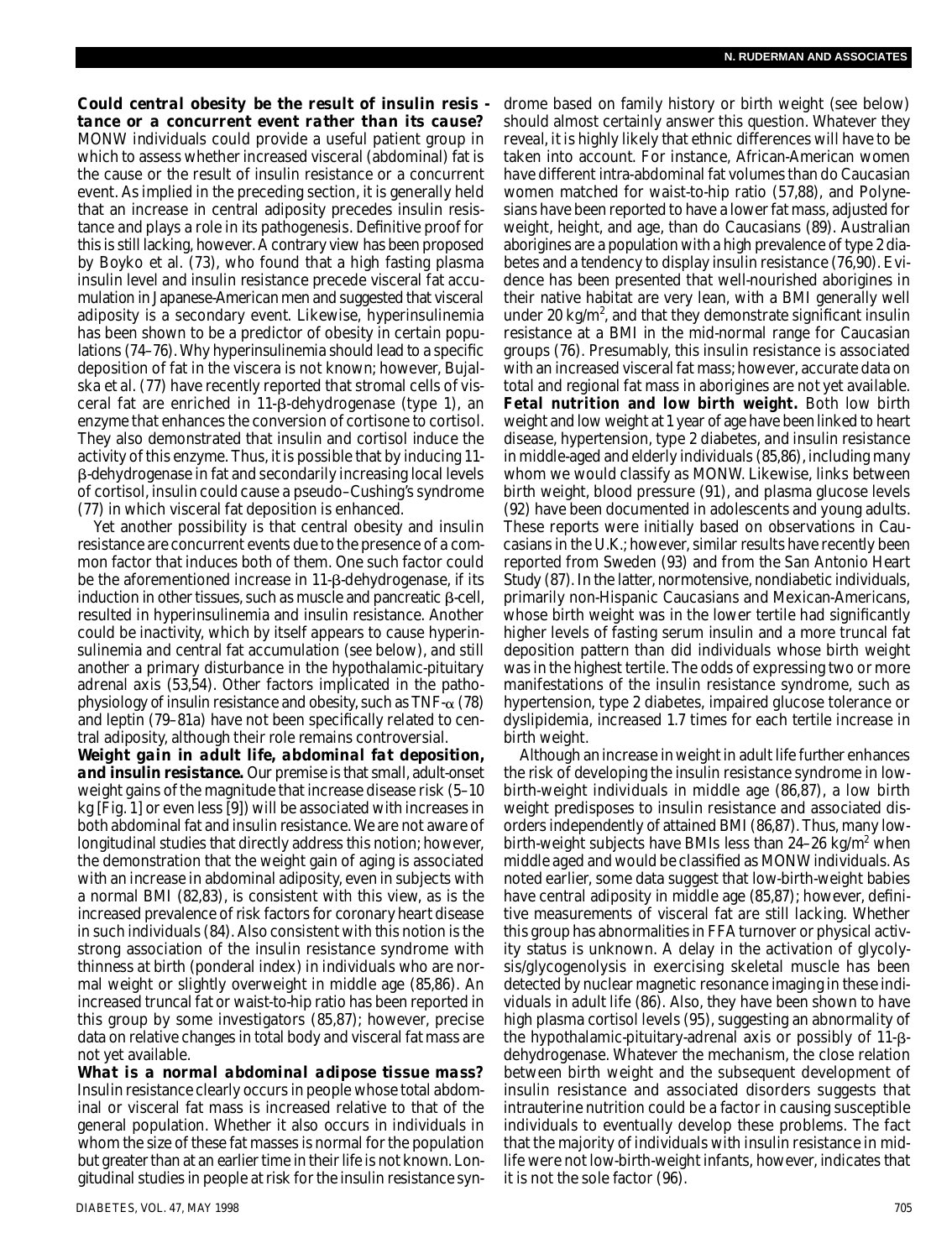**Could central obesity be the result of insulin resistance or a concurrent event rather than its cause?** MONW individuals could provide a useful patient group in which to assess whether increased visceral (abdominal) fat is the cause or the result of insulin resistance or a concurrent event. As implied in the preceding section, it is generally held that an increase in central adiposity precedes insulin resistance and plays a role in its pathogenesis. Definitive proof for this is still lacking, however. A contrary view has been proposed by Boyko et al. (73), who found that a high fasting plasma insulin level and insulin resistance precede visceral fat accumulation in Japanese-American men and suggested that visceral adiposity is a secondary event. Likewise, hyperinsulinemia has been shown to be a predictor of obesity in certain populations (74–76). Why hyperinsulinemia should lead to a specific deposition of fat in the viscera is not known; however, Bujalska et al. (77) have recently reported that stromal cells of visceral fat are enriched in 11-β-dehydrogenase (type 1), an enzyme that enhances the conversion of cortisone to cortisol. They also demonstrated that insulin and cortisol induce the activity of this enzyme. Thus, it is possible that by inducing 11-β-dehydrogenase in fat and secondarily increasing local levels of cortisol, insulin could cause a pseudo–Cushing's syndrome (77) in which visceral fat deposition is enhanced.

Yet another possibility is that central obesity and insulin resistance are concurrent events due to the presence of a common factor that induces both of them. One such factor could be the aforementioned increase in 11-β-dehydrogenase, if its induction in other tissues, such as muscle and pancreatic β-cell, resulted in hyperinsulinemia and insulin resistance. Another could be inactivity, which by itself appears to cause hyperinsulinemia and central fat accumulation (see below), and still another a primary disturbance in the hypothalamic-pituitary adrenal axis (53,54). Other factors implicated in the pathophysiology of insulin resistance and obesity, such as TNF-α (78) and leptin (79–81a) have not been specifically related to central adiposity, although their role remains controversial.

**Weight gain in adult life, abdominal fat deposition, and insulin resistance.** Our premise is that small, adult-onset weight gains of the magnitude that increase disease risk (5–10 kg [Fig. 1] or even less [9]) will be associated with increases in both abdominal fat and insulin resistance. We are not aware of longitudinal studies that directly address this notion; however, the demonstration that the weight gain of aging is associated with an increase in abdominal adiposity, even in subjects with a normal BMI (82,83), is consistent with this view, as is the increased prevalence of risk factors for coronary heart disease in such individuals (84). Also consistent with this notion is the strong association of the insulin resistance syndrome with thinness at birth (ponderal index) in individuals who are normal weight or slightly overweight in middle age (85,86). An increased truncal fat or waist-to-hip ratio has been reported in this group by some investigators (85,87); however, precise data on relative changes in total body and visceral fat mass are not yet available.

**What is a normal abdominal adipose tissue mass?** Insulin resistance clearly occurs in people whose total abdominal or visceral fat mass is increased relative to that of the general population. Whether it also occurs in individuals in whom the size of these fat masses is normal for the population but greater than at an earlier time in their life is not known. Longitudinal studies in people at risk for the insulin resistance syndrome based on family history or birth weight (see below) should almost certainly answer this question. Whatever they reveal, it is highly likely that ethnic differences will have to be taken into account. For instance, African-American women have different intra-abdominal fat volumes than do Caucasian women matched for waist-to-hip ratio (57,88), and Polynesians have been reported to have a lower fat mass, adjusted for weight, height, and age, than do Caucasians (89). Australian aborigines are a population with a high prevalence of type 2 diabetes and a tendency to display insulin resistance (76,90). Evidence has been presented that well-nourished aborigines in their native habitat are very lean, with a BMI generally well under 20 kg/m$^2$, and that they demonstrate significant insulin resistance at a BMI in the mid-normal range for Caucasian groups (76). Presumably, this insulin resistance is associated with an increased visceral fat mass; however, accurate data on total and regional fat mass in aborigines are not yet available.

**Fetal nutrition and low birth weight.** Both low birth weight and low weight at 1 year of age have been linked to heart disease, hypertension, type 2 diabetes, and insulin resistance in middle-aged and elderly individuals (85,86), including many whom we would classify as MONW. Likewise, links between birth weight, blood pressure (91), and plasma glucose levels (92) have been documented in adolescents and young adults. These reports were initially based on observations in Caucasians in the U.K.; however, similar results have recently been reported from Sweden (93) and from the San Antonio Heart Study (87). In the latter, normotensive, nondiabetic individuals, primarily non-Hispanic Caucasians and Mexican-Americans, whose birth weight was in the lower tertile had significantly higher levels of fasting serum insulin and a more truncal fat deposition pattern than did individuals whose birth weight was in the highest tertile. The odds of expressing two or more manifestations of the insulin resistance syndrome, such as hypertension, type 2 diabetes, impaired glucose tolerance or dyslipidemia, increased 1.7 times for each tertile increase in birth weight.

Although an increase in weight in adult life further enhances the risk of developing the insulin resistance syndrome in low-birth-weight individuals in middle age (86,87), a low birth weight predisposes to insulin resistance and associated disorders independently of attained BMI (86,87). Thus, many low-birth-weight subjects have BMIs less than 24–26 kg/m$^2$ when middle aged and would be classified as MONW individuals. As noted earlier, some data suggest that low-birth-weight babies have central adiposity in middle age (85,87); however, definitive measurements of visceral fat are still lacking. Whether this group has abnormalities in FFA turnover or physical activity status is unknown. A delay in the activation of glycolysis/glycogenolysis in exercising skeletal muscle has been detected by nuclear magnetic resonance imaging in these individuals in adult life (86). Also, they have been shown to have high plasma cortisol levels (95), suggesting an abnormality of the hypothalamic-pituitary-adrenal axis or possibly of 11-β-dehydrogenase. Whatever the mechanism, the close relation between birth weight and the subsequent development of insulin resistance and associated disorders suggests that intrauterine nutrition could be a factor in causing susceptible individuals to eventually develop these problems. The fact that the majority of individuals with insulin resistance in midlife were not low-birth-weight infants, however, indicates that it is not the sole factor (96).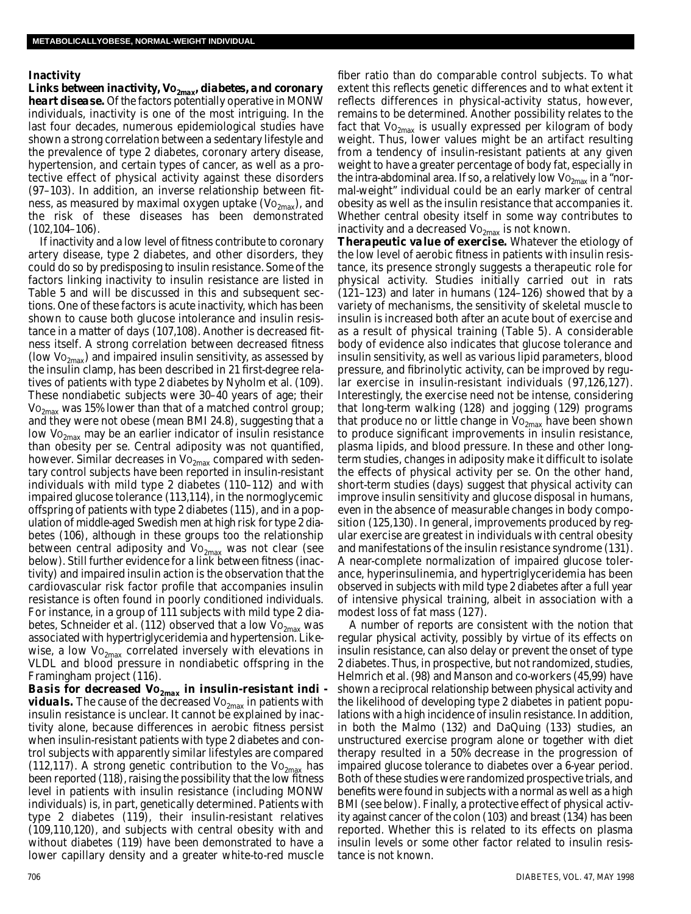### Inactivity

**Links between inactivity, $Vo_{2max}$, diabetes, and coronary heart disease.** Of the factors potentially operative in MONW individuals, inactivity is one of the most intriguing. In the last four decades, numerous epidemiological studies have shown a strong correlation between a sedentary lifestyle and the prevalence of type 2 diabetes, coronary artery disease, hypertension, and certain types of cancer, as well as a protective effect of physical activity against these disorders (97–103). In addition, an inverse relationship between fitness, as measured by maximal oxygen uptake ($Vo_{2max}$), and the risk of these diseases has been demonstrated (102,104–106).

If inactivity and a low level of fitness contribute to coronary artery disease, type 2 diabetes, and other disorders, they could do so by predisposing to insulin resistance. Some of the factors linking inactivity to insulin resistance are listed in Table 5 and will be discussed in this and subsequent sections. One of these factors is acute inactivity, which has been shown to cause both glucose intolerance and insulin resistance in a matter of days (107,108). Another is decreased fitness itself. A strong correlation between decreased fitness (low $Vo_{2max}$) and impaired insulin sensitivity, as assessed by the insulin clamp, has been described in 21 first-degree relatives of patients with type 2 diabetes by Nyholm et al. (109). These nondiabetic subjects were 30–40 years of age; their $Vo_{2max}$ was 15% lower than that of a matched control group; and they were not obese (mean BMI 24.8), suggesting that a low $Vo_{2max}$ may be an earlier indicator of insulin resistance than obesity per se. Central adiposity was not quantified, however. Similar decreases in $Vo_{2max}$ compared with sedentary control subjects have been reported in insulin-resistant individuals with mild type 2 diabetes (110–112) and with impaired glucose tolerance (113,114), in the normoglycemic offspring of patients with type 2 diabetes (115), and in a population of middle-aged Swedish men at high risk for type 2 diabetes (106), although in these groups too the relationship between central adiposity and $Vo_{2max}$ was not clear (see below). Still further evidence for a link between fitness (inactivity) and impaired insulin action is the observation that the cardiovascular risk factor profile that accompanies insulin resistance is often found in poorly conditioned individuals. For instance, in a group of 111 subjects with mild type 2 diabetes, Schneider et al. (112) observed that a low $Vo_{2max}$ was associated with hypertriglyceridemia and hypertension. Likewise, a low $Vo_{2max}$ correlated inversely with elevations in VLDL and blood pressure in nondiabetic offspring in the Framingham project (116).

**Basis for decreased $Vo_{2max}$ in insulin-resistant individuals.** The cause of the decreased $Vo_{2max}$ in patients with insulin resistance is unclear. It cannot be explained by inactivity alone, because differences in aerobic fitness persist when insulin-resistant patients with type 2 diabetes and control subjects with apparently similar lifestyles are compared (112,117). A strong genetic contribution to the $Vo_{2max}$ has been reported (118), raising the possibility that the low fitness level in patients with insulin resistance (including MONW individuals) is, in part, genetically determined. Patients with type 2 diabetes (119), their insulin-resistant relatives (109,110,120), and subjects with central obesity with and without diabetes (119) have been demonstrated to have a lower capillary density and a greater white-to-red muscle fiber ratio than do comparable control subjects. To what extent this reflects genetic differences and to what extent it reflects differences in physical-activity status, however, remains to be determined. Another possibility relates to the fact that $Vo_{2max}$ is usually expressed per kilogram of body weight. Thus, lower values might be an artifact resulting from a tendency of insulin-resistant patients at any given weight to have a greater percentage of body fat, especially in the intra-abdominal area. If so, a relatively low $Vo_{2max}$ in a "normal-weight" individual could be an early marker of central obesity as well as the insulin resistance that accompanies it. Whether central obesity itself in some way contributes to inactivity and a decreased $Vo_{2max}$ is not known.

**Therapeutic value of exercise.** Whatever the etiology of the low level of aerobic fitness in patients with insulin resistance, its presence strongly suggests a therapeutic role for physical activity. Studies initially carried out in rats (121–123) and later in humans (124–126) showed that by a variety of mechanisms, the sensitivity of skeletal muscle to insulin is increased both after an acute bout of exercise and as a result of physical training (Table 5). A considerable body of evidence also indicates that glucose tolerance and insulin sensitivity, as well as various lipid parameters, blood pressure, and fibrinolytic activity, can be improved by regular exercise in insulin-resistant individuals (97,126,127). Interestingly, the exercise need not be intense, considering that long-term walking (128) and jogging (129) programs that produce no or little change in $Vo_{2max}$ have been shown to produce significant improvements in insulin resistance, plasma lipids, and blood pressure. In these and other long-term studies, changes in adiposity make it difficult to isolate the effects of physical activity per se. On the other hand, short-term studies (days) suggest that physical activity can improve insulin sensitivity and glucose disposal in humans, even in the absence of measurable changes in body composition (125,130). In general, improvements produced by regular exercise are greatest in individuals with central obesity and manifestations of the insulin resistance syndrome (131). A near-complete normalization of impaired glucose tolerance, hyperinsulinemia, and hypertriglyceridemia has been observed in subjects with mild type 2 diabetes after a full year of intensive physical training, albeit in association with a modest loss of fat mass (127).

A number of reports are consistent with the notion that regular physical activity, possibly by virtue of its effects on insulin resistance, can also delay or prevent the onset of type 2 diabetes. Thus, in prospective, but not randomized, studies, Helmrich et al. (98) and Manson and co-workers (45,99) have shown a reciprocal relationship between physical activity and the likelihood of developing type 2 diabetes in patient populations with a high incidence of insulin resistance. In addition, in both the Malmo (132) and DaQuing (133) studies, an unstructured exercise program alone or together with diet therapy resulted in a 50% decrease in the progression of impaired glucose tolerance to diabetes over a 6-year period. Both of these studies were randomized prospective trials, and benefits were found in subjects with a normal as well as a high BMI (see below). Finally, a protective effect of physical activity against cancer of the colon (103) and breast (134) has been reported. Whether this is related to its effects on plasma insulin levels or some other factor related to insulin resistance is not known.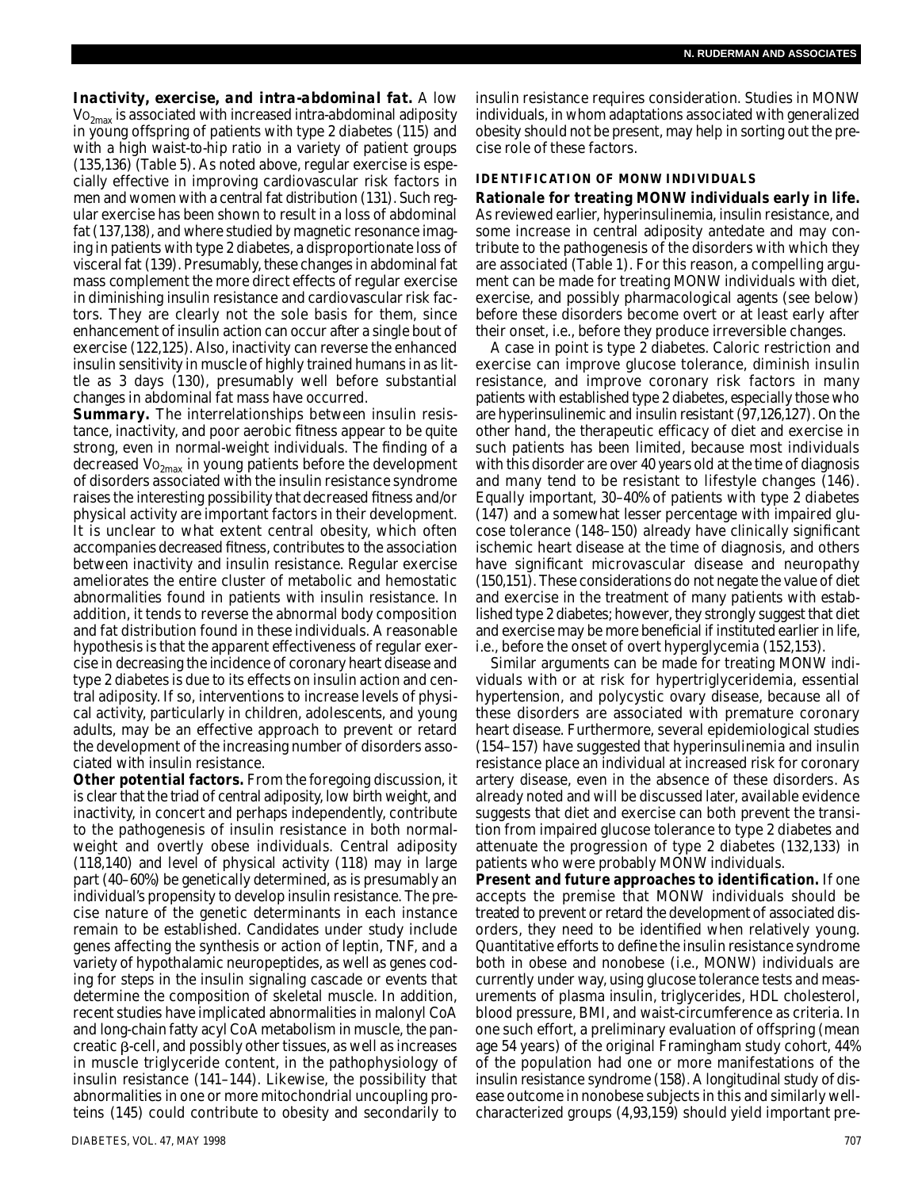**Inactivity, exercise, and intra-abdominal fat.** A low $Vo_{2max}$ is associated with increased intra-abdominal adiposity in young offspring of patients with type 2 diabetes (115) and with a high waist-to-hip ratio in a variety of patient groups (135,136) (Table 5). As noted above, regular exercise is especially effective in improving cardiovascular risk factors in men and women with a central fat distribution (131). Such regular exercise has been shown to result in a loss of abdominal fat (137,138), and where studied by magnetic resonance imaging in patients with type 2 diabetes, a disproportionate loss of visceral fat (139). Presumably, these changes in abdominal fat mass complement the more direct effects of regular exercise in diminishing insulin resistance and cardiovascular risk factors. They are clearly not the sole basis for them, since enhancement of insulin action can occur after a single bout of exercise (122,125). Also, inactivity can reverse the enhanced insulin sensitivity in muscle of highly trained humans in as little as 3 days (130), presumably well before substantial changes in abdominal fat mass have occurred.

**Summary.** The interrelationships between insulin resistance, inactivity, and poor aerobic fitness appear to be quite strong, even in normal-weight individuals. The finding of a decreased $Vo_{2max}$ in young patients before the development of disorders associated with the insulin resistance syndrome raises the interesting possibility that decreased fitness and/or physical activity are important factors in their development. It is unclear to what extent central obesity, which often accompanies decreased fitness, contributes to the association between inactivity and insulin resistance. Regular exercise ameliorates the entire cluster of metabolic and hemostatic abnormalities found in patients with insulin resistance. In addition, it tends to reverse the abnormal body composition and fat distribution found in these individuals. A reasonable hypothesis is that the apparent effectiveness of regular exercise in decreasing the incidence of coronary heart disease and type 2 diabetes is due to its effects on insulin action and central adiposity. If so, interventions to increase levels of physical activity, particularly in children, adolescents, and young adults, may be an effective approach to prevent or retard the development of the increasing number of disorders associated with insulin resistance.

**Other potential factors.** From the foregoing discussion, it is clear that the triad of central adiposity, low birth weight, and inactivity, in concert and perhaps independently, contribute to the pathogenesis of insulin resistance in both normal-weight and overtly obese individuals. Central adiposity (118,140) and level of physical activity (118) may in large part (40–60%) be genetically determined, as is presumably an individual's propensity to develop insulin resistance. The precise nature of the genetic determinants in each instance remain to be established. Candidates under study include genes affecting the synthesis or action of leptin, TNF, and a variety of hypothalamic neuropeptides, as well as genes coding for steps in the insulin signaling cascade or events that determine the composition of skeletal muscle. In addition, recent studies have implicated abnormalities in malonyl CoA and long-chain fatty acyl CoA metabolism in muscle, the pancreatic β-cell, and possibly other tissues, as well as increases in muscle triglyceride content, in the pathophysiology of insulin resistance (141–144). Likewise, the possibility that abnormalities in one or more mitochondrial uncoupling proteins (145) could contribute to obesity and secondarily to insulin resistance requires consideration. Studies in MONW individuals, in whom adaptations associated with generalized obesity should not be present, may help in sorting out the precise role of these factors.

## IDENTIFICATION OF MONW INDIVIDUALS

**Rationale for treating MONW individuals early in life.** As reviewed earlier, hyperinsulinemia, insulin resistance, and some increase in central adiposity antedate and may contribute to the pathogenesis of the disorders with which they are associated (Table 1). For this reason, a compelling argument can be made for treating MONW individuals with diet, exercise, and possibly pharmacological agents (see below) before these disorders become overt or at least early after their onset, i.e., before they produce irreversible changes.

A case in point is type 2 diabetes. Caloric restriction and exercise can improve glucose tolerance, diminish insulin resistance, and improve coronary risk factors in many patients with established type 2 diabetes, especially those who are hyperinsulinemic and insulin resistant (97,126,127). On the other hand, the therapeutic efficacy of diet and exercise in such patients has been limited, because most individuals with this disorder are over 40 years old at the time of diagnosis and many tend to be resistant to lifestyle changes (146). Equally important, 30–40% of patients with type 2 diabetes (147) and a somewhat lesser percentage with impaired glucose tolerance (148–150) already have clinically significant ischemic heart disease at the time of diagnosis, and others have significant microvascular disease and neuropathy (150,151). These considerations do not negate the value of diet and exercise in the treatment of many patients with established type 2 diabetes; however, they strongly suggest that diet and exercise may be more beneficial if instituted earlier in life, i.e., before the onset of overt hyperglycemia (152,153).

Similar arguments can be made for treating MONW individuals with or at risk for hypertriglyceridemia, essential hypertension, and polycystic ovary disease, because all of these disorders are associated with premature coronary heart disease. Furthermore, several epidemiological studies (154–157) have suggested that hyperinsulinemia and insulin resistance place an individual at increased risk for coronary artery disease, even in the absence of these disorders. As already noted and will be discussed later, available evidence suggests that diet and exercise can both prevent the transition from impaired glucose tolerance to type 2 diabetes and attenuate the progression of type 2 diabetes (132,133) in patients who were probably MONW individuals.

**Present and future approaches to identification.** If one accepts the premise that MONW individuals should be treated to prevent or retard the development of associated disorders, they need to be identified when relatively young. Quantitative efforts to define the insulin resistance syndrome both in obese and nonobese (i.e., MONW) individuals are currently under way, using glucose tolerance tests and measurements of plasma insulin, triglycerides, HDL cholesterol, blood pressure, BMI, and waist-circumference as criteria. In one such effort, a preliminary evaluation of offspring (mean age 54 years) of the original Framingham study cohort, 44% of the population had one or more manifestations of the insulin resistance syndrome (158). A longitudinal study of disease outcome in nonobese subjects in this and similarly well-characterized groups (4,93,159) should yield important pre-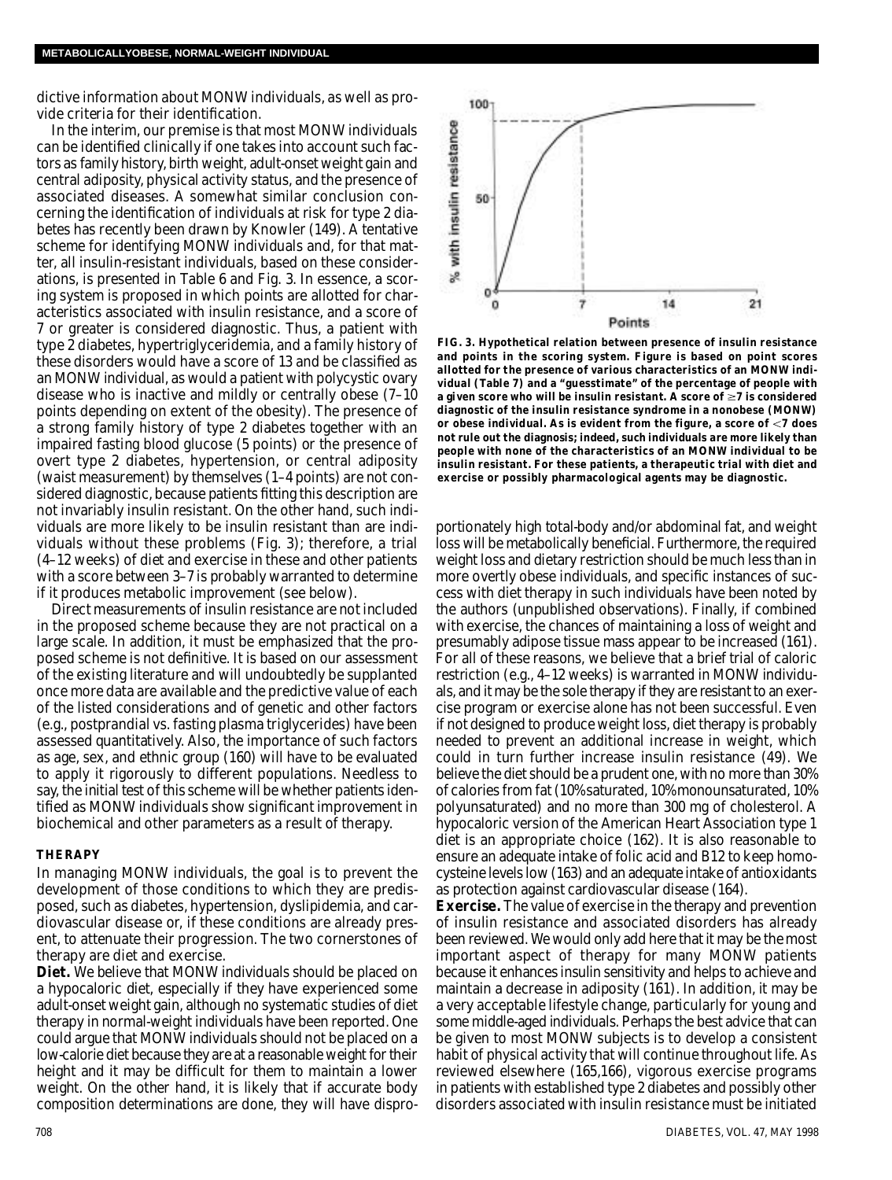dictive information about MONW individuals, as well as provide criteria for their identification.

In the interim, our premise is that most MONW individuals can be identified clinically if one takes into account such factors as family history, birth weight, adult-onset weight gain and central adiposity, physical activity status, and the presence of associated diseases. A somewhat similar conclusion concerning the identification of individuals at risk for type 2 diabetes has recently been drawn by Knowler (149). A tentative scheme for identifying MONW individuals and, for that matter, all insulin-resistant individuals, based on these considerations, is presented in Table 6 and Fig. 3. In essence, a scoring system is proposed in which points are allotted for characteristics associated with insulin resistance, and a score of 7 or greater is considered diagnostic. Thus, a patient with type 2 diabetes, hypertriglyceridemia, and a family history of these disorders would have a score of 13 and be classified as an MONW individual, as would a patient with polycystic ovary disease who is inactive and mildly or centrally obese (7–10 points depending on extent of the obesity). The presence of a strong family history of type 2 diabetes together with an impaired fasting blood glucose (5 points) or the presence of overt type 2 diabetes, hypertension, or central adiposity (waist measurement) by themselves (1–4 points) are not considered diagnostic, because patients fitting this description are not invariably insulin resistant. On the other hand, such individuals are more likely to be insulin resistant than are individuals without these problems (Fig. 3); therefore, a trial (4–12 weeks) of diet and exercise in these and other patients with a score between 3–7 is probably warranted to determine if it produces metabolic improvement (see below).

Direct measurements of insulin resistance are not included in the proposed scheme because they are not practical on a large scale. In addition, it must be emphasized that the proposed scheme is not definitive. It is based on our assessment of the existing literature and will undoubtedly be supplanted once more data are available and the predictive value of each of the listed considerations and of genetic and other factors (e.g., postprandial vs. fasting plasma triglycerides) have been assessed quantitatively. Also, the importance of such factors as age, sex, and ethnic group (160) will have to be evaluated to apply it rigorously to different populations. Needless to say, the initial test of this scheme will be whether patients identified as MONW individuals show significant improvement in biochemical and other parameters as a result of therapy.

**FIG. 3. Hypothetical relation between presence of insulin resistance and points in the scoring system. Figure is based on point scores allotted for the presence of various characteristics of an MONW individual (Table 7) and a "guesstimate" of the percentage of people with a given score who will be insulin resistant. A score of ≥7 is considered diagnostic of the insulin resistance syndrome in a nonobese (MONW) or obese individual. As is evident from the figure, a score of <7 does not rule out the diagnosis; indeed, such individuals are more likely than people with none of the characteristics of an MONW individual to be insulin resistant. For these patients, a therapeutic trial with diet and exercise or possibly pharmacological agents may be diagnostic.**

## THERAPY

In managing MONW individuals, the goal is to prevent the development of those conditions to which they are predisposed, such as diabetes, hypertension, dyslipidemia, and cardiovascular disease or, if these conditions are already present, to attenuate their progression. The two cornerstones of therapy are diet and exercise.

**Diet.** We believe that MONW individuals should be placed on a hypocaloric diet, especially if they have experienced some adult-onset weight gain, although no systematic studies of diet therapy in normal-weight individuals have been reported. One could argue that MONW individuals should not be placed on a low-calorie diet because they are at a reasonable weight for their height and it may be difficult for them to maintain a lower weight. On the other hand, it is likely that if accurate body composition determinations are done, they will have disproportionately high total-body and/or abdominal fat, and weight loss will be metabolically beneficial. Furthermore, the required weight loss and dietary restriction should be much less than in more overtly obese individuals, and specific instances of success with diet therapy in such individuals have been noted by the authors (unpublished observations). Finally, if combined with exercise, the chances of maintaining a loss of weight and presumably adipose tissue mass appear to be increased (161). For all of these reasons, we believe that a brief trial of caloric restriction (e.g., 4–12 weeks) is warranted in MONW individuals, and it may be the sole therapy if they are resistant to an exercise program or exercise alone has not been successful. Even if not designed to produce weight loss, diet therapy is probably needed to prevent an additional increase in weight, which could in turn further increase insulin resistance (49). We believe the diet should be a prudent one, with no more than 30% of calories from fat (10% saturated, 10% monounsaturated, 10% polyunsaturated) and no more than 300 mg of cholesterol. A hypocaloric version of the American Heart Association type 1 diet is an appropriate choice (162). It is also reasonable to ensure an adequate intake of folic acid and B12 to keep homocysteine levels low (163) and an adequate intake of antioxidants as protection against cardiovascular disease (164).

**Exercise.** The value of exercise in the therapy and prevention of insulin resistance and associated disorders has already been reviewed. We would only add here that it may be the most important aspect of therapy for many MONW patients because it enhances insulin sensitivity and helps to achieve and maintain a decrease in adiposity (161). In addition, it may be a very acceptable lifestyle change, particularly for young and some middle-aged individuals. Perhaps the best advice that can be given to most MONW subjects is to develop a consistent habit of physical activity that will continue throughout life. As reviewed elsewhere (165,166), vigorous exercise programs in patients with established type 2 diabetes and possibly other disorders associated with insulin resistance must be initiated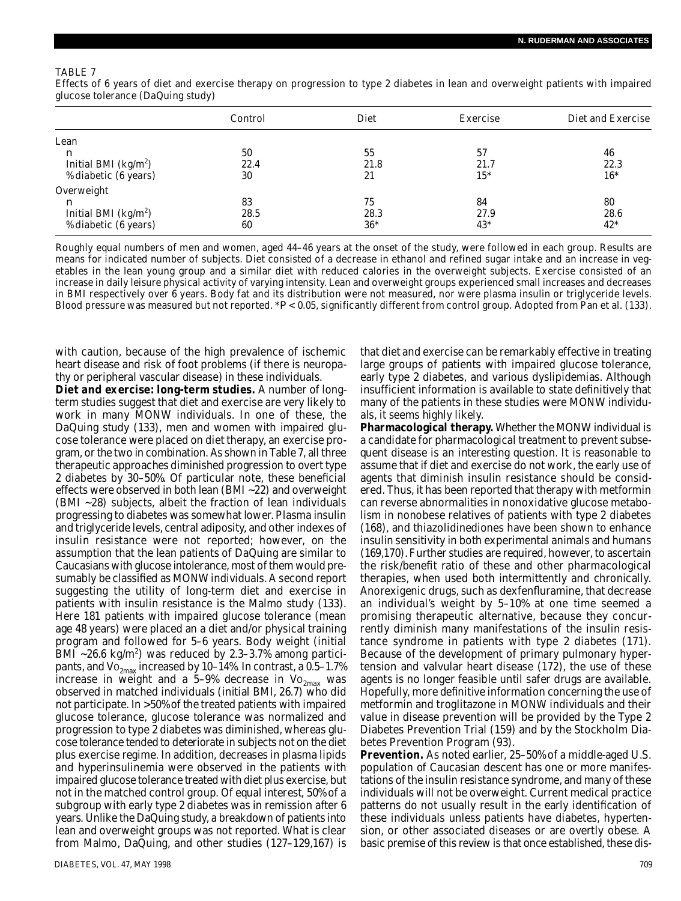TABLE 7

Effects of 6 years of diet and exercise therapy on progression to type 2 diabetes in lean and overweight patients with impaired glucose tolerance (DaQuing study)

| | Control | Diet | Exercise | Diet and Exercise |
|---|---|---|---|---|
| Lean | | | | |
| n | 50 | 55 | 57 | 46 |
| Initial BMI (kg/m$^2$) | 22.4 | 21.8 | 21.7 | 22.3 |
| % diabetic (6 years) | 30 | 21 | 15* | 16* |
| Overweight | | | | |
| n | 83 | 75 | 84 | 80 |
| Initial BMI (kg/m$^2$) | 28.5 | 28.3 | 27.9 | 28.6 |
| % diabetic (6 years) | 60 | 36* | 43* | 42* |

Roughly equal numbers of men and women, aged 44–46 years at the onset of the study, were followed in each group. Results are means for indicated number of subjects. Diet consisted of a decrease in ethanol and refined sugar intake and an increase in vegetables in the lean young group and a similar diet with reduced calories in the overweight subjects. Exercise consisted of an increase in daily leisure physical activity of varying intensity. Lean and overweight groups experienced small increases and decreases in BMI respectively over 6 years. Body fat and its distribution were not measured, nor were plasma insulin or triglyceride levels. Blood pressure was measured but not reported. *$P < 0.05$, significantly different from control group. Adopted from Pan et al. (133).

with caution, because of the high prevalence of ischemic heart disease and risk of foot problems (if there is neuropathy or peripheral vascular disease) in these individuals.

**Diet and exercise: long-term studies.** A number of long-term studies suggest that diet and exercise are very likely to work in many MONW individuals. In one of these, the DaQuing study (133), men and women with impaired glucose tolerance were placed on diet therapy, an exercise program, or the two in combination. As shown in Table 7, all three therapeutic approaches diminished progression to overt type 2 diabetes by 30–50%. Of particular note, these beneficial effects were observed in both lean (BMI ~22) and overweight (BMI ~28) subjects, albeit the fraction of lean individuals progressing to diabetes was somewhat lower. Plasma insulin and triglyceride levels, central adiposity, and other indexes of insulin resistance were not reported; however, on the assumption that the lean patients of DaQuing are similar to Caucasians with glucose intolerance, most of them would presumably be classified as MONW individuals. A second report suggesting the utility of long-term diet and exercise in patients with insulin resistance is the Malmo study (133). Here 181 patients with impaired glucose tolerance (mean age 48 years) were placed an a diet and/or physical training program and followed for 5–6 years. Body weight (initial BMI ~26.6 kg/m$^2$) was reduced by 2.3–3.7% among participants, and $Vo_{2max}$ increased by 10–14%. In contrast, a 0.5–1.7% increase in weight and a 5–9% decrease in $Vo_{2max}$ was observed in matched individuals (initial BMI, 26.7) who did not participate. In >50% of the treated patients with impaired glucose tolerance, glucose tolerance was normalized and progression to type 2 diabetes was diminished, whereas glucose tolerance tended to deteriorate in subjects not on the diet plus exercise regime. In addition, decreases in plasma lipids and hyperinsulinemia were observed in the patients with impaired glucose tolerance treated with diet plus exercise, but not in the matched control group. Of equal interest, 50% of a subgroup with early type 2 diabetes was in remission after 6 years. Unlike the DaQuing study, a breakdown of patients into lean and overweight groups was not reported. What is clear from Malmo, DaQuing, and other studies (127–129,167) is that diet and exercise can be remarkably effective in treating large groups of patients with impaired glucose tolerance, early type 2 diabetes, and various dyslipidemias. Although insufficient information is available to state definitively that many of the patients in these studies were MONW individuals, it seems highly likely.

**Pharmacological therapy.** Whether the MONW individual is a candidate for pharmacological treatment to prevent subsequent disease is an interesting question. It is reasonable to assume that if diet and exercise do not work, the early use of agents that diminish insulin resistance should be considered. Thus, it has been reported that therapy with metformin can reverse abnormalities in nonoxidative glucose metabolism in nonobese relatives of patients with type 2 diabetes (168), and thiazolidinediones have been shown to enhance insulin sensitivity in both experimental animals and humans (169,170). Further studies are required, however, to ascertain the risk/benefit ratio of these and other pharmacological therapies, when used both intermittently and chronically. Anorexigenic drugs, such as dexfenfluramine, that decrease an individual's weight by 5–10% at one time seemed a promising therapeutic alternative, because they concurrently diminish many manifestations of the insulin resistance syndrome in patients with type 2 diabetes (171). Because of the development of primary pulmonary hypertension and valvular heart disease (172), the use of these agents is no longer feasible until safer drugs are available. Hopefully, more definitive information concerning the use of metformin and troglitazone in MONW individuals and their value in disease prevention will be provided by the Type 2 Diabetes Prevention Trial (159) and by the Stockholm Diabetes Prevention Program (93).

**Prevention.** As noted earlier, 25–50% of a middle-aged U.S. population of Caucasian descent has one or more manifestations of the insulin resistance syndrome, and many of these individuals will not be overweight. Current medical practice patterns do not usually result in the early identification of these individuals unless patients have diabetes, hypertension, or other associated diseases or are overtly obese. A basic premise of this review is that once established, these dis-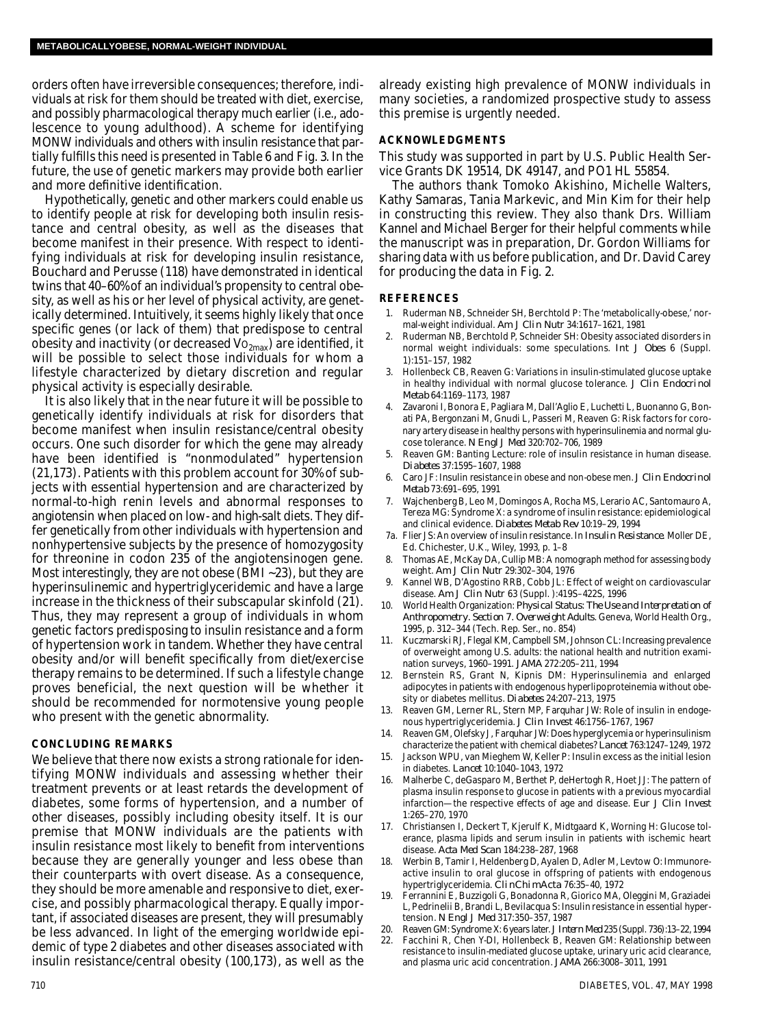orders often have irreversible consequences; therefore, individuals at risk for them should be treated with diet, exercise, and possibly pharmacological therapy much earlier (i.e., adolescence to young adulthood). A scheme for identifying MONW individuals and others with insulin resistance that partially fulfills this need is presented in Table 6 and Fig. 3. In the future, the use of genetic markers may provide both earlier and more definitive identification.

Hypothetically, genetic and other markers could enable us to identify people at risk for developing both insulin resistance and central obesity, as well as the diseases that become manifest in their presence. With respect to identifying individuals at risk for developing insulin resistance, Bouchard and Perusse (118) have demonstrated in identical twins that 40–60% of an individual's propensity to central obesity, as well as his or her level of physical activity, are genetically determined. Intuitively, it seems highly likely that once specific genes (or lack of them) that predispose to central obesity and inactivity (or decreased $\dot{V}O_{2max}$) are identified, it will be possible to select those individuals for whom a lifestyle characterized by dietary discretion and regular physical activity is especially desirable.

It is also likely that in the near future it will be possible to genetically identify individuals at risk for disorders that become manifest when insulin resistance/central obesity occurs. One such disorder for which the gene may already have been identified is "nonmodulated" hypertension (21,173). Patients with this problem account for 30% of subjects with essential hypertension and are characterized by normal-to-high renin levels and abnormal responses to angiotensin when placed on low- and high-salt diets. They differ genetically from other individuals with hypertension and nonhypertensive subjects by the presence of homozygosity for threonine in codon 235 of the angiotensinogen gene. Most interestingly, they are not obese (BMI ~23), but they are hyperinsulinemic and hypertriglyceridemic and have a large increase in the thickness of their subscapular skinfold (21). Thus, they may represent a group of individuals in whom genetic factors predisposing to insulin resistance and a form of hypertension work in tandem. Whether they have central obesity and/or will benefit specifically from diet/exercise therapy remains to be determined. If such a lifestyle change proves beneficial, the next question will be whether it should be recommended for normotensive young people who present with the genetic abnormality.

## CONCLUDING REMARKS

We believe that there now exists a strong rationale for identifying MONW individuals and assessing whether their treatment prevents or at least retards the development of diabetes, some forms of hypertension, and a number of other diseases, possibly including obesity itself. It is our premise that MONW individuals are the patients with insulin resistance most likely to benefit from interventions because they are generally younger and less obese than their counterparts with overt disease. As a consequence, they should be more amenable and responsive to diet, exercise, and possibly pharmacological therapy. Equally important, if associated diseases are present, they will presumably be less advanced. In light of the emerging worldwide epidemic of type 2 diabetes and other diseases associated with insulin resistance/central obesity (100,173), as well as the already existing high prevalence of MONW individuals in many societies, a randomized prospective study to assess this premise is urgently needed.

## ACKNOWLEDGMENTS

This study was supported in part by U.S. Public Health Service Grants DK 19514, DK 49147, and PO1 HL 55854.

The authors thank Tomoko Akishino, Michelle Walters, Kathy Samaras, Tania Markevic, and Min Kim for their help in constructing this review. They also thank Drs. William Kannel and Michael Berger for their helpful comments while the manuscript was in preparation, Dr. Gordon Williams for sharing data with us before publication, and Dr. David Carey for producing the data in Fig. 2.

## REFERENCES

1. Ruderman NB, Schneider SH, Berchtold P: The 'metabolically-obese,' normal-weight individual. *Am J Clin Nutr* 34:1617–1621, 1981
2. Ruderman NB, Berchtold P, Schneider SH: Obesity associated disorders in normal weight individuals: some speculations. *Int J Obes* 6 (Suppl. 1):151–157, 1982
3. Hollenbeck CB, Reaven G: Variations in insulin-stimulated glucose uptake in healthy individual with normal glucose tolerance. *J Clin Endocrinol Metab* 64:1169–1173, 1987
4. Zavaroni I, Bonora E, Pagliara M, Dall'Aglio E, Luchetti L, Buonanno G, Bonati PA, Bergonzani M, Gnudi L, Passeri M, Reaven G: Risk factors for coronary artery disease in healthy persons with hyperinsulinemia and normal glucose tolerance. *N Engl J Med* 320:702–706, 1989
5. Reaven GM: Banting Lecture: role of insulin resistance in human disease. *Diabetes* 37:1595–1607, 1988
6. Caro JF: Insulin resistance in obese and non-obese men. *J Clin Endocrinol Metab* 73:691–695, 1991
7. Wajchenberg B, Leo M, Domingos A, Rocha MS, Lerario AC, Santomauro A, Tereza MG: Syndrome X: a syndrome of insulin resistance: epidemiological and clinical evidence. *Diabetes Metab Rev* 10:19–29, 1994

7a. Flier JS: An overview of insulin resistance. In *Insulin Resistance*. Moller DE, Ed. Chichester, U.K., Wiley, 1993, p. 1–8

8. Thomas AE, McKay DA, Cullip MB: A nomograph method for assessing body weight. *Am J Clin Nutr* 29:302–304, 1976
9. Kannel WB, D'Agostino RRB, Cobb JL: Effect of weight on cardiovascular disease. *Am J Clin Nutr* 63 (Suppl. ):419S–422S, 1996
10. World Health Organization: *Physical Status: The Use and Interpretation of Anthropometry. Section 7. Overweight Adults*. Geneva, World Health Org., 1995, p. 312–344 (Tech. Rep. Ser., no. 854)
11. Kuczmarski RJ, Flegal KM, Campbell SM, Johnson CL: Increasing prevalence of overweight among U.S. adults: the national health and nutrition examination surveys, 1960–1991. *JAMA* 272:205–211, 1994
12. Bernstein RS, Grant N, Kipnis DM: Hyperinsulinemia and enlarged adipocytes in patients with endogenous hyperlipoproteinemia without obesity or diabetes mellitus. *Diabetes* 24:207–213, 1975
13. Reaven GM, Lerner RL, Stern MP, Farquhar JW: Role of insulin in endogenous hypertriglyceridemia. *J Clin Invest* 46:1756–1767, 1967
14. Reaven GM, Olefsky J, Farquhar JW: Does hyperglycemia or hyperinsulinism characterize the patient with chemical diabetes? *Lancet* 763:1247–1249, 1972
15. Jackson WPU, van Mieghem W, Keller P: Insulin excess as the initial lesion in diabetes. *Lancet* 10:1040–1043, 1972
16. Malherbe C, deGasparo M, Berthet P, deHertogh R, Hoet JJ: The pattern of plasma insulin response to glucose in patients with a previous myocardial infarction—the respective effects of age and disease. *Eur J Clin Invest* 1:265–270, 1970
17. Christiansen I, Deckert T, Kjerulf K, Midtgaard K, Worning H: Glucose tolerance, plasma lipids and serum insulin in patients with ischemic heart disease. *Acta Med Scan* 184:238–287, 1968
18. Werbin B, Tamir I, Heldenberg D, Ayalen D, Adler M, Levtow O: Immunoreactive insulin to oral glucose in offspring of patients with endogenous hypertriglyceridemia. *Clin Chim Acta* 76:35–40, 1972
19. Ferrannini E, Buzzigoli G, Bonadonna R, Giorico MA, Oleggini M, Graziadei L, Pedrinelli B, Brandi L, Bevilacqua S: Insulin resistance in essential hypertension. *N Engl J Med* 317:350–357, 1987
20. Reaven GM: Syndrome X: 6 years later. *J Intern Med* 235 (Suppl. 736):13–22, 1994
22. Facchini F, Chen Y-DI, Hollenbeck B, Reaven GM: Relationship between resistance to insulin-mediated glucose uptake, urinary uric acid clearance, and plasma uric acid concentration. *JAMA* 266:3008–3011, 1991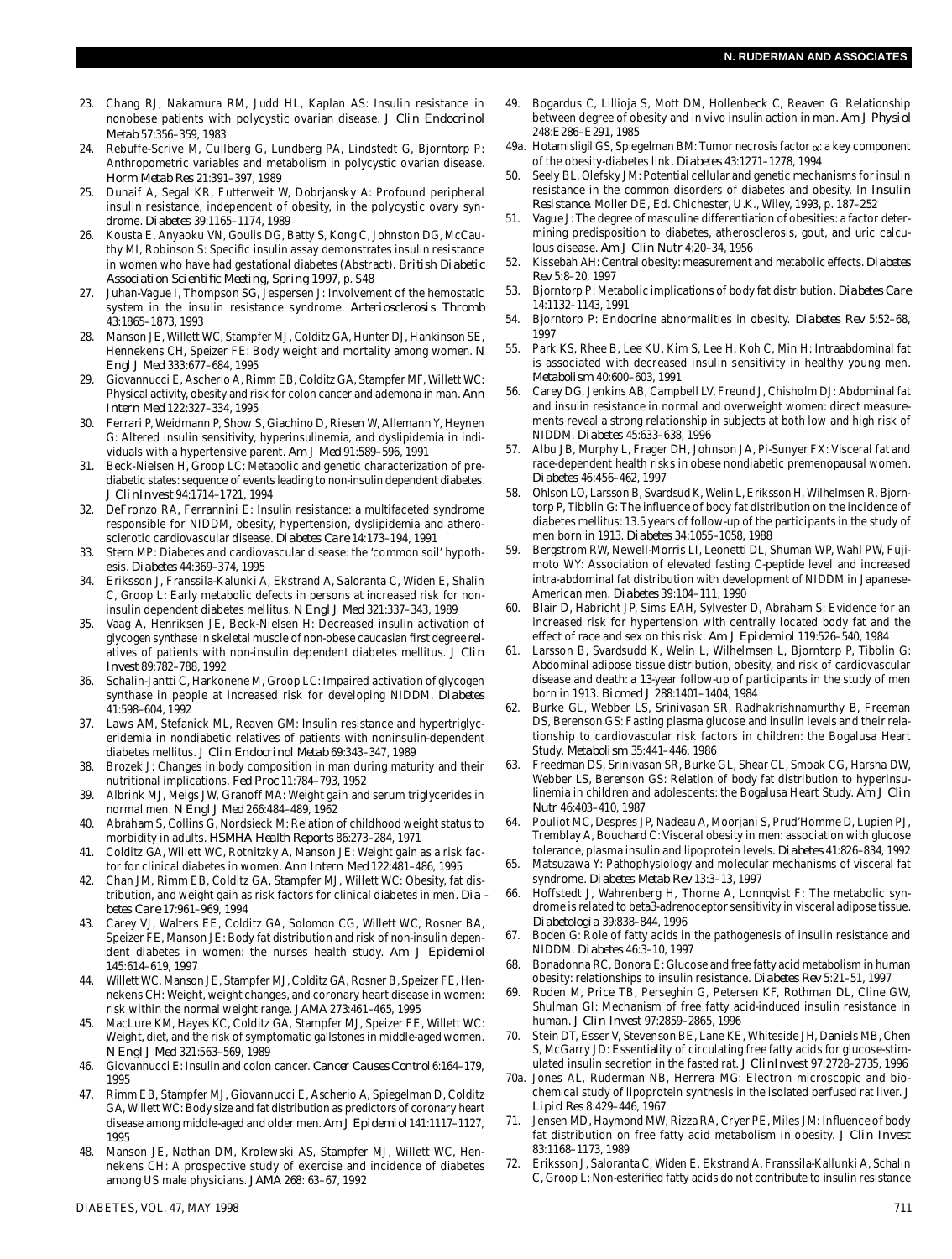23. Chang RJ, Nakamura RM, Judd HL, Kaplan AS: Insulin resistance in nonobese patients with polycystic ovarian disease. *J Clin Endocrinol Metab* 57:356–359, 1983
24. Rebuffe-Scrive M, Cullberg G, Lundberg PA, Lindstedt G, Bjorntorp P: Anthropometric variables and metabolism in polycystic ovarian disease. *Horm Metab Res* 21:391–397, 1989
25. Dunaif A, Segal KR, Futterweit W, Dobrjansky A: Profound peripheral insulin resistance, independent of obesity, in the polycystic ovary syndrome. *Diabetes* 39:1165–1174, 1989
26. Kousta E, Anyaoku VN, Goulis DG, Batty S, Kong C, Johnston DG, McCauthy MI, Robinson S: Specific insulin assay demonstrates insulin resistance in women who have had gestational diabetes (Abstract). *British Diabetic Association Scientific Meeting, Spring 1997*, p. S48
27. Juhan-Vague I, Thompson SG, Jespersen J: Involvement of the hemostatic system in the insulin resistance syndrome. *Arteriosclerosis Thromb* 43:1865–1873, 1993
28. Manson JE, Willett WC, Stampfer MJ, Colditz GA, Hunter DJ, Hankinson SE, Hennekens CH, Speizer FE: Body weight and mortality among women. *N Engl J Med* 333:677–684, 1995
29. Giovannucci E, Ascherlo A, Rimm EB, Colditz GA, Stampfer MF, Willett WC: Physical activity, obesity and risk for colon cancer and ademona in man. *Ann Intern Med* 122:327–334, 1995
30. Ferrari P, Weidmann P, Show S, Giachino D, Riesen W, Allemann Y, Heynen G: Altered insulin sensitivity, hyperinsulinemia, and dyslipidemia in individuals with a hypertensive parent. *Am J Med* 91:589–596, 1991
31. Beck-Nielsen H, Groop LC: Metabolic and genetic characterization of prediabetic states: sequence of events leading to non-insulin dependent diabetes. *J Clin Invest* 94:1714–1721, 1994
32. DeFronzo RA, Ferrannini E: Insulin resistance: a multifaceted syndrome responsible for NIDDM, obesity, hypertension, dyslipidemia and atherosclerotic cardiovascular disease. *Diabetes Care* 14:173–194, 1991
33. Stern MP: Diabetes and cardiovascular disease: the 'common soil' hypothesis. *Diabetes* 44:369–374, 1995
34. Eriksson J, Franssila-Kalunki A, Ekstrand A, Saloranta C, Widen E, Shalin C, Groop L: Early metabolic defects in persons at increased risk for non-insulin dependent diabetes mellitus. *N Engl J Med* 321:337–343, 1989
35. Vaag A, Henriksen JE, Beck-Nielsen H: Decreased insulin activation of glycogen synthase in skeletal muscle of non-obese caucasian first degree relatives of patients with non-insulin dependent diabetes mellitus. *J Clin Invest* 89:782–788, 1992
36. Schalin-Jantti C, Harkonene M, Groop LC: Impaired activation of glycogen synthase in people at increased risk for developing NIDDM. *Diabetes* 41:598–604, 1992
37. Laws AM, Stefanick ML, Reaven GM: Insulin resistance and hypertriglyceridemia in nondiabetic relatives of patients with noninsulin-dependent diabetes mellitus. *J Clin Endocrinol Metab* 69:343–347, 1989
38. Brozek J: Changes in body composition in man during maturity and their nutritional implications. *Fed Proc* 11:784–793, 1952
39. Albrink MJ, Meigs JW, Granoff MA: Weight gain and serum triglycerides in normal men. *N Engl J Med* 266:484–489, 1962
40. Abraham S, Collins G, Nordsieck M: Relation of childhood weight status to morbidity in adults. *HSMHA Health Reports* 86:273–284, 1971
41. Colditz GA, Willett WC, Rotnitzky A, Manson JE: Weight gain as a risk factor for clinical diabetes in women. *Ann Intern Med* 122:481–486, 1995
42. Chan JM, Rimm EB, Colditz GA, Stampfer MJ, Willett WC: Obesity, fat distribution, and weight gain as risk factors for clinical diabetes in men. *Diabetes Care* 17:961–969, 1994
43. Carey VJ, Walters EE, Colditz GA, Solomon CG, Willett WC, Rosner BA, Speizer FE, Manson JE: Body fat distribution and risk of non-insulin dependent diabetes in women: the nurses health study. *Am J Epidemiol* 145:614–619, 1997
44. Willett WC, Manson JE, Stampfer MJ, Colditz GA, Rosner B, Speizer FE, Hennekens CH: Weight, weight changes, and coronary heart disease in women: risk within the normal weight range. *JAMA* 273:461–465, 1995
45. MacLure KM, Hayes KC, Colditz GA, Stampfer MJ, Speizer FE, Willett WC: Weight, diet, and the risk of symptomatic gallstones in middle-aged women. *N Engl J Med* 321:563–569, 1989
46. Giovannucci E: Insulin and colon cancer. *Cancer Causes Control* 6:164–179, 1995
47. Rimm EB, Stampfer MJ, Giovannucci E, Ascherio A, Spiegelman D, Colditz GA, Willett WC: Body size and fat distribution as predictors of coronary heart disease among middle-aged and older men. *Am J Epidemiol* 141:1117–1127, 1995
48. Manson JE, Nathan DM, Krolewski AS, Stampfer MJ, Willett WC, Hennekens CH: A prospective study of exercise and incidence of diabetes among US male physicians. *JAMA* 268: 63–67, 1992
49. Bogardus C, Lillioja S, Mott DM, Hollenbeck C, Reaven G: Relationship between degree of obesity and in vivo insulin action in man. *Am J Physiol* 248:E286–E291, 1985

49a. Hotamisligil GS, Spiegelman BM: Tumor necrosis factor $\alpha$: a key component of the obesity-diabetes link. *Diabetes* 43:1271–1278, 1994

50. Seely BL, Olefsky JM: Potential cellular and genetic mechanisms for insulin resistance in the common disorders of diabetes and obesity. In *Insulin Resistance*. Moller DE, Ed. Chichester, U.K., Wiley, 1993, p. 187–252
51. Vague J: The degree of masculine differentiation of obesities: a factor determining predisposition to diabetes, atherosclerosis, gout, and uric calculous disease. *Am J Clin Nutr* 4:20–34, 1956
52. Kissebah AH: Central obesity: measurement and metabolic effects. *Diabetes Rev* 5:8–20, 1997
53. Bjorntorp P: Metabolic implications of body fat distribution. *Diabetes Care* 14:1132–1143, 1991
54. Bjorntorp P: Endocrine abnormalities in obesity. *Diabetes Rev* 5:52–68, 1997
55. Park KS, Rhee B, Lee KU, Kim S, Lee H, Koh C, Min H: Intraabdominal fat is associated with decreased insulin sensitivity in healthy young men. *Metabolism* 40:600–603, 1991
56. Carey DG, Jenkins AB, Campbell LV, Freund J, Chisholm DJ: Abdominal fat and insulin resistance in normal and overweight women: direct measurements reveal a strong relationship in subjects at both low and high risk of NIDDM. *Diabetes* 45:633–638, 1996
57. Albu JB, Murphy L, Frager DH, Johnson JA, Pi-Sunyer FX: Visceral fat and race-dependent health risks in obese nondiabetic premenopausal women. *Diabetes* 46:456–462, 1997
58. Ohlson LO, Larsson B, Svardsud K, Welin L, Eriksson H, Wilhelmsen R, Bjorntorp P, Tibblin G: The influence of body fat distribution on the incidence of diabetes mellitus: 13.5 years of follow-up of the participants in the study of men born in 1913. *Diabetes* 34:1055–1058, 1988
59. Bergstrom RW, Newell-Morris LI, Leonetti DL, Shuman WP, Wahl PW, Fujimoto WY: Association of elevated fasting C-peptide level and increased intra-abdominal fat distribution with development of NIDDM in Japanese-American men. *Diabetes* 39:104–111, 1990
60. Blair D, Habricht JP, Sims EAH, Sylvester D, Abraham S: Evidence for an increased risk for hypertension with centrally located body fat and the effect of race and sex on this risk. *Am J Epidemiol* 119:526–540, 1984
61. Larsson B, Svardsudd K, Welin L, Wilhelmsen L, Bjorntorp P, Tibblin G: Abdominal adipose tissue distribution, obesity, and risk of cardiovascular disease and death: a 13-year follow-up of participants in the study of men born in 1913. *Biomed J* 288:1401–1404, 1984
62. Burke GL, Webber LS, Srinivasan SR, Radhakrishnamurthy B, Freeman DS, Berenson GS: Fasting plasma glucose and insulin levels and their relationship to cardiovascular risk factors in children: the Bogalusa Heart Study. *Metabolism* 35:441–446, 1986
63. Freedman DS, Srinivasan SR, Burke GL, Shear CL, Smoak CG, Harsha DW, Webber LS, Berenson GS: Relation of body fat distribution to hyperinsulinemia in children and adolescents: the Bogalusa Heart Study. *Am J Clin Nutr* 46:403–410, 1987
64. Pouliot MC, Despres JP, Nadeau A, Moorjani S, Prud'Homme D, Lupien PJ, Tremblay A, Bouchard C: Visceral obesity in men: association with glucose tolerance, plasma insulin and lipoprotein levels. *Diabetes* 41:826–834, 1992
65. Matsuzawa Y: Pathophysiology and molecular mechanisms of visceral fat syndrome. *Diabetes Metab Rev* 13:3–13, 1997
66. Hoffstedt J, Wahrenberg H, Thorne A, Lonnqvist F: The metabolic syndrome is related to beta3-adrenoceptor sensitivity in visceral adipose tissue. *Diabetologia* 39:838–844, 1996
67. Boden G: Role of fatty acids in the pathogenesis of insulin resistance and NIDDM. *Diabetes* 46:3–10, 1997
68. Bonadonna RC, Bonora E: Glucose and free fatty acid metabolism in human obesity: relationships to insulin resistance. *Diabetes Rev* 5:21–51, 1997
69. Roden M, Price TB, Perseghin G, Petersen KF, Rothman DL, Cline GW, Shulman GI: Mechanism of free fatty acid-induced insulin resistance in human. *J Clin Invest* 97:2859–2865, 1996
70. Stein DT, Esser V, Stevenson BE, Lane KE, Whiteside JH, Daniels MB, Chen S, McGarry JD: Essentiality of circulating free fatty acids for glucose-stimulated insulin secretion in the fasted rat. *J Clin Invest* 97:2728–2735, 1996

70a. Jones AL, Ruderman NB, Herrera MG: Electron microscopic and biochemical study of lipoprotein synthesis in the isolated perfused rat liver. *J Lipid Res* 8:429–446, 1967

71. Jensen MD, Haymond MW, Rizza RA, Cryer PE, Miles JM: Influence of body fat distribution on free fatty acid metabolism in obesity. *J Clin Invest* 83:1168–1173, 1989
72. Eriksson J, Saloranta C, Widen E, Ekstrand A, Franssila-Kallunki A, Schalin C, Groop L: Non-esterified fatty acids do not contribute to insulin resistance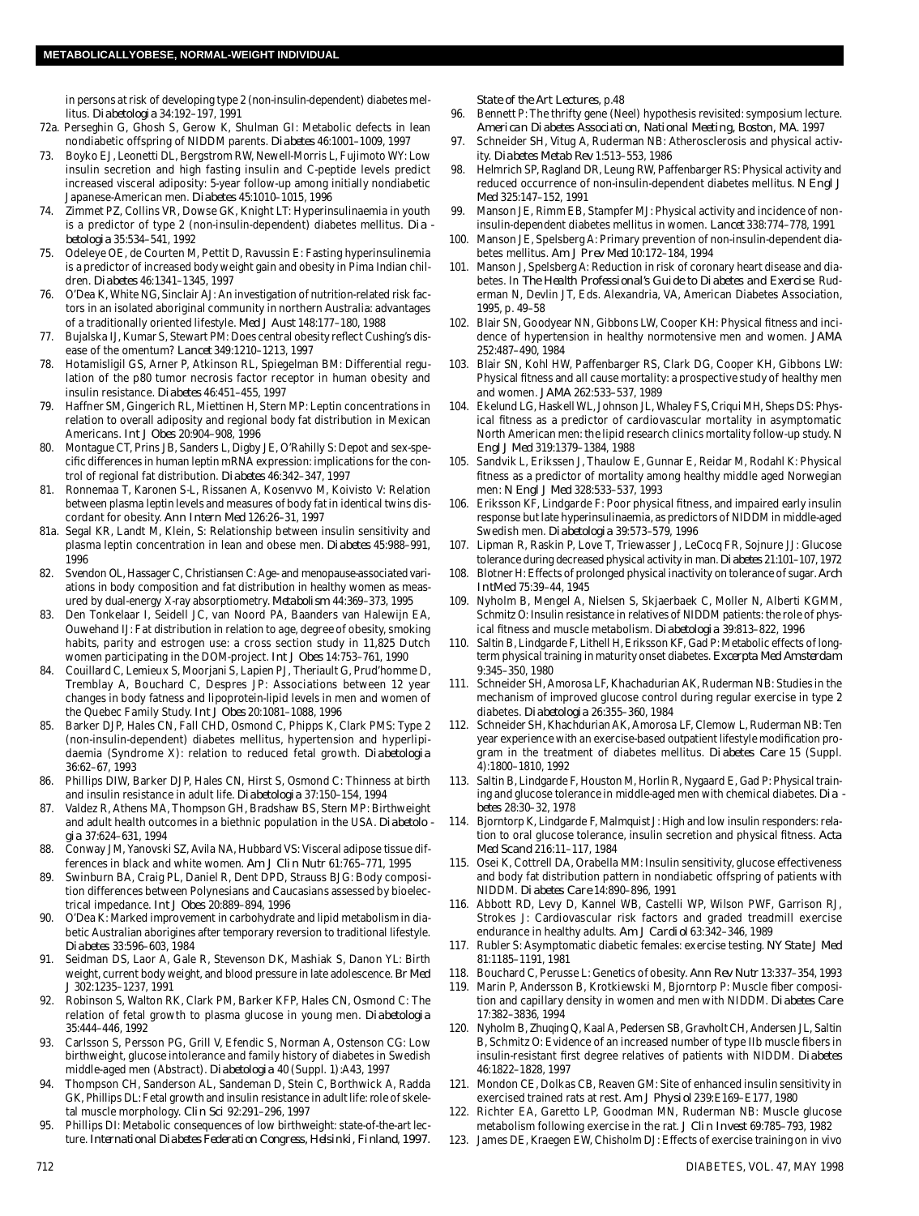in persons at risk of developing type 2 (non-insulin-dependent) diabetes mellitus. *Diabetologia* 34:192–197, 1991

72a. Perseghin G, Ghosh S, Gerow K, Shulman GI: Metabolic defects in lean nondiabetic offspring of NIDDM parents. *Diabetes* 46:1001–1009, 1997

73. Boyko EJ, Leonetti DL, Bergstrom RW, Newell-Morris L, Fujimoto WY: Low insulin secretion and high fasting insulin and C-peptide levels predict increased visceral adiposity: 5-year follow-up among initially nondiabetic Japanese-American men. *Diabetes* 45:1010–1015, 1996

74. Zimmet PZ, Collins VR, Dowse GK, Knight LT: Hyperinsulinaemia in youth is a predictor of type 2 (non-insulin-dependent) diabetes mellitus. *Diabetologia* 35:534–541, 1992

75. Odeleye OE, de Courten M, Pettit D, Ravussin E: Fasting hyperinsulinemia is a predictor of increased body weight gain and obesity in Pima Indian children. *Diabetes* 46:1341–1345, 1997

76. O'Dea K, White NG, Sinclair AJ: An investigation of nutrition-related risk factors in an isolated aboriginal community in northern Australia: advantages of a traditionally oriented lifestyle. *Med J Aust* 148:177–180, 1988

77. Bujalska IJ, Kumar S, Stewart PM: Does central obesity reflect Cushing's disease of the omentum? *Lancet* 349:1210–1213, 1997

78. Hotamisligil GS, Arner P, Atkinson RL, Spiegelman BM: Differential regulation of the p80 tumor necrosis factor receptor in human obesity and insulin resistance. *Diabetes* 46:451–455, 1997

79. Haffner SM, Gingerich RL, Miettinen H, Stern MP: Leptin concentrations in relation to overall adiposity and regional body fat distribution in Mexican Americans. *Int J Obes* 20:904–908, 1996

80. Montague CT, Prins JB, Sanders L, Digby JE, O'Rahilly S: Depot and sex-specific differences in human leptin mRNA expression: implications for the control of regional fat distribution. *Diabetes* 46:342–347, 1997

81. Ronnemaa T, Karonen S-L, Rissanen A, Kosenvvo M, Koivisto V: Relation between plasma leptin levels and measures of body fat in identical twins discordant for obesity. *Ann Intern Med* 126:26–31, 1997

81a. Segal KR, Landt M, Klein, S: Relationship between insulin sensitivity and plasma leptin concentration in lean and obese men. *Diabetes* 45:988–991, 1996

82. Svendon OL, Hassager C, Christiansen C: Age- and menopause-associated variations in body composition and fat distribution in healthy women as measured by dual-energy X-ray absorptiometry. *Metabolism* 44:369–373, 1995

83. Den Tonkelaar I, Seidell JC, van Noord PA, Baanders van Halewijn EA, Ouwehand IJ: Fat distribution in relation to age, degree of obesity, smoking habits, parity and estrogen use: a cross section study in 11,825 Dutch women participating in the DOM-project. *Int J Obes* 14:753–761, 1990

84. Couillard C, Lemieux S, Moorjani S, Lapien PJ, Theriault G, Prud'homme D, Tremblay A, Bouchard C, Despres JP: Associations between 12 year changes in body fatness and lipoprotein-lipid levels in men and women of the Quebec Family Study. *Int J Obes* 20:1081–1088, 1996

85. Barker DJP, Hales CN, Fall CHD, Osmond C, Phipps K, Clark PMS: Type 2 (non-insulin-dependent) diabetes mellitus, hypertension and hyperlipidaemia (Syndrome X): relation to reduced fetal growth. *Diabetologia* 36:62–67, 1993

86. Phillips DIW, Barker DJP, Hales CN, Hirst S, Osmond C: Thinness at birth and insulin resistance in adult life. *Diabetologia* 37:150–154, 1994

87. Valdez R, Athens MA, Thompson GH, Bradshaw BS, Stern MP: Birthweight and adult health outcomes in a biethnic population in the USA. *Diabetologia* 37:624–631, 1994

88. Conway JM, Yanovski SZ, Avila NA, Hubbard VS: Visceral adipose tissue differences in black and white women. *Am J Clin Nutr* 61:765–771, 1995

89. Swinburn BA, Craig PL, Daniel R, Dent DPD, Strauss BJG: Body composition differences between Polynesians and Caucasians assessed by bioelectrical impedance. *Int J Obes* 20:889–894, 1996

90. O'Dea K: Marked improvement in carbohydrate and lipid metabolism in diabetic Australian aborigines after temporary reversion to traditional lifestyle. *Diabetes* 33:596–603, 1984

91. Seidman DS, Laor A, Gale R, Stevenson DK, Mashiak S, Danon YL: Birth weight, current body weight, and blood pressure in late adolescence. *Br Med J* 302:1235–1237, 1991

92. Robinson S, Walton RK, Clark PM, Barker KFP, Hales CN, Osmond C: The relation of fetal growth to plasma glucose in young men. *Diabetologia* 35:444–446, 1992

93. Carlsson S, Persson PG, Grill V, Efendic S, Norman A, Ostenson CG: Low birthweight, glucose intolerance and family history of diabetes in Swedish middle-aged men (Abstract). *Diabetologia* 40 (Suppl. 1):A43, 1997

94. Thompson CH, Sanderson AL, Sandeman D, Stein C, Borthwick A, Radda GK, Phillips DL: Fetal growth and insulin resistance in adult life: role of skeletal muscle morphology. *Clin Sci* 92:291–296, 1997

95. Phillips DI: Metabolic consequences of low birthweight: state-of-the-art lecture. *International Diabetes Federation Congress, Helsinki, Finland, 1997. State of the Art Lectures*, p.48

96. Bennett P: The thrifty gene (Neel) hypothesis revisited: symposium lecture. *American Diabetes Association, National Meeting, Boston, MA.* 1997

97. Schneider SH, Vitug A, Ruderman NB: Atherosclerosis and physical activity. *Diabetes Metab Rev* 1:513–553, 1986

98. Helmrich SP, Ragland DR, Leung RW, Paffenbarger RS: Physical activity and reduced occurrence of non-insulin-dependent diabetes mellitus. *N Engl J Med* 325:147–152, 1991

99. Manson JE, Rimm EB, Stampfer MJ: Physical activity and incidence of non-insulin-dependent diabetes mellitus in women. *Lancet* 338:774–778, 1991

100. Manson JE, Spelsberg A: Primary prevention of non-insulin-dependent diabetes mellitus. *Am J Prev Med* 10:172–184, 1994

101. Manson J, Spelsberg A: Reduction in risk of coronary heart disease and diabetes. In *The Health Professional's Guide to Diabetes and Exercise*. Ruderman N, Devlin JT, Eds. Alexandria, VA, American Diabetes Association, 1995, p. 49–58

102. Blair SN, Goodyear NN, Gibbons LW, Cooper KH: Physical fitness and incidence of hypertension in healthy normotensive men and women. *JAMA* 252:487–490, 1984

103. Blair SN, Kohl HW, Paffenbarger RS, Clark DG, Cooper KH, Gibbons LW: Physical fitness and all cause mortality: a prospective study of healthy men and women. *JAMA* 262:533–537, 1989

104. Ekelund LG, Haskell WL, Johnson JL, Whaley FS, Criqui MH, Sheps DS: Physical fitness as a predictor of cardiovascular mortality in asymptomatic North American men: the lipid research clinics mortality follow-up study. *N Engl J Med* 319:1379–1384, 1988

105. Sandvik L, Erikssen J, Thaulow E, Gunnar E, Reidar M, Rodahl K: Physical fitness as a predictor of mortality among healthy middle aged Norwegian men: *N Engl J Med* 328:533–537, 1993

106. Eriksson KF, Lindgarde F: Poor physical fitness, and impaired early insulin response but late hyperinsulinaemia, as predictors of NIDDM in middle-aged Swedish men. *Diabetologia* 39:573–579, 1996

107. Lipman R, Raskin P, Love T, Triewasser J, LeCocq FR, Sojnure JJ: Glucose tolerance during decreased physical activity in man. *Diabetes* 21:101–107, 1972

108. Blotner H: Effects of prolonged physical inactivity on tolerance of sugar. *Arch IntMed* 75:39–44, 1945

109. Nyholm B, Mengel A, Nielsen S, Skjaerbaek C, Moller N, Alberti KGMM, Schmitz O: Insulin resistance in relatives of NIDDM patients: the role of physical fitness and muscle metabolism. *Diabetologia* 39:813–822, 1996

110. Saltin B, Lindgarde F, Lithell H, Eriksson KF, Gad P: Metabolic effects of long-term physical training in maturity onset diabetes. *Excerpta Med Amsterdam* 9:345–350, 1980

111. Schneider SH, Amorosa LF, Khachadurian AK, Ruderman NB: Studies in the mechanism of improved glucose control during regular exercise in type 2 diabetes. *Diabetologia* 26:355–360, 1984

112. Schneider SH, Khachdurian AK, Amorosa LF, Clemow L, Ruderman NB: Ten year experience with an exercise-based outpatient lifestyle modification program in the treatment of diabetes mellitus. *Diabetes Care* 15 (Suppl. 4):1800–1810, 1992

113. Saltin B, Lindgarde F, Houston M, Horlin R, Nygaard E, Gad P: Physical training and glucose tolerance in middle-aged men with chemical diabetes. *Diabetes* 28:30–32, 1978

114. Bjorntorp K, Lindgarde F, Malmquist J: High and low insulin responders: relation to oral glucose tolerance, insulin secretion and physical fitness. *Acta Med Scand* 216:11–117, 1984

115. Osei K, Cottrell DA, Orabella MM: Insulin sensitivity, glucose effectiveness and body fat distribution pattern in nondiabetic offspring of patients with NIDDM. *Diabetes Care* 14:890–896, 1991

116. Abbott RD, Levy D, Kannel WB, Castelli WP, Wilson PWF, Garrison RJ, Strokes J: Cardiovascular risk factors and graded treadmill exercise endurance in healthy adults. *Am J Cardiol* 63:342–346, 1989

117. Rubler S: Asymptomatic diabetic females: exercise testing. *NY State J Med* 81:1185–1191, 1981

118. Bouchard C, Perusse L: Genetics of obesity. *Ann Rev Nutr* 13:337–354, 1993

119. Marin P, Andersson B, Krotkiewski M, Bjorntorp P: Muscle fiber composition and capillary density in women and men with NIDDM. *Diabetes Care* 17:382–3836, 1994

120. Nyholm B, Zhuqing Q, Kaal A, Pedersen SB, Gravholt CH, Andersen JL, Saltin B, Schmitz O: Evidence of an increased number of type IIb muscle fibers in insulin-resistant first degree relatives of patients with NIDDM. *Diabetes* 46:1822–1828, 1997

121. Mondon CE, Dolkas CB, Reaven GM: Site of enhanced insulin sensitivity in exercised trained rats at rest. *Am J Physiol* 239:E169–E177, 1980

122. Richter EA, Garetto LP, Goodman MN, Ruderman NB: Muscle glucose metabolism following exercise in the rat. *J Clin Invest* 69:785–793, 1982

123. James DE, Kraegen EW, Chisholm DJ: Effects of exercise training on in vivo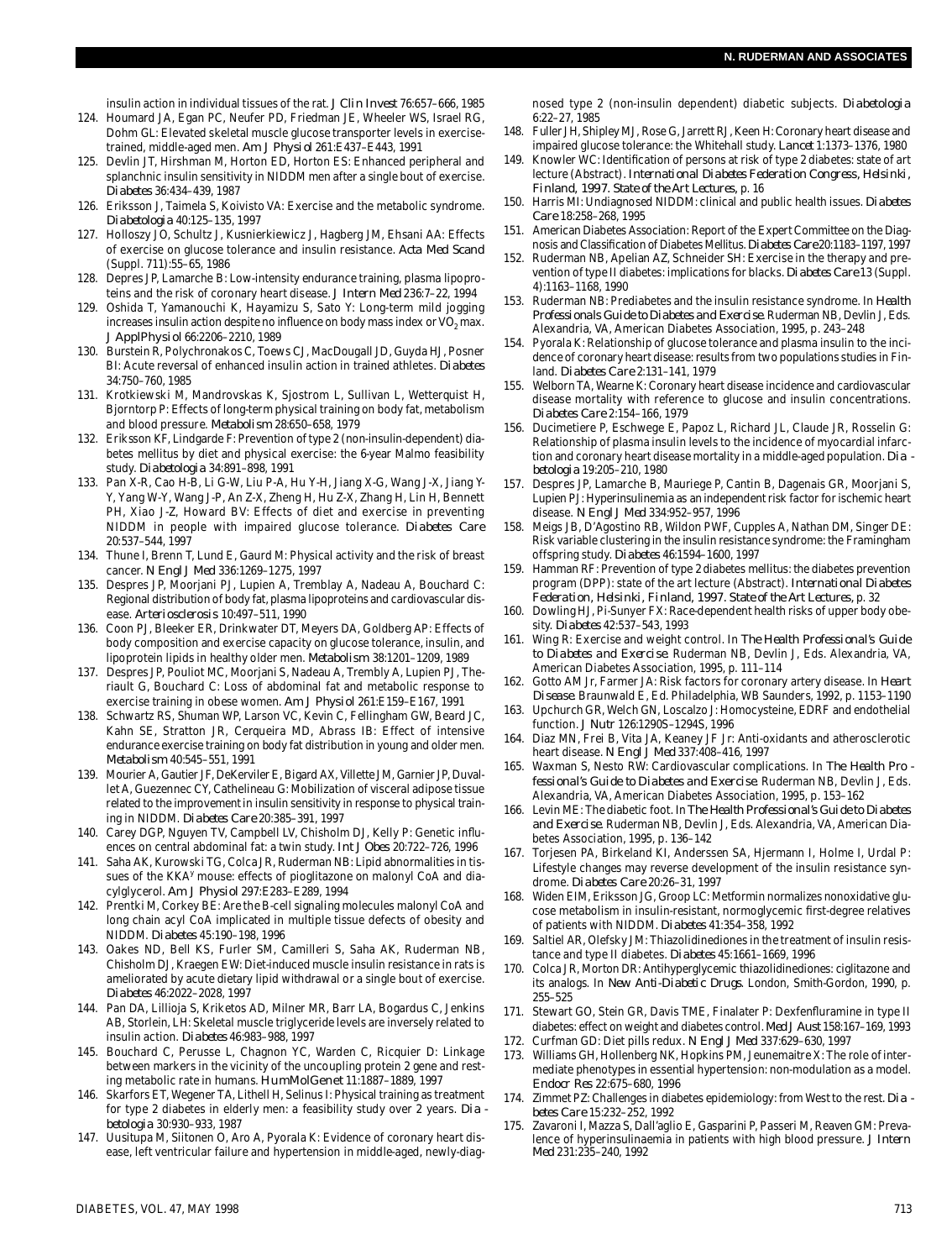insulin action in individual tissues of the rat. *J Clin Invest* 76:657–666, 1985

124. Houmard JA, Egan PC, Neufer PD, Friedman JE, Wheeler WS, Israel RG, Dohm GL: Elevated skeletal muscle glucose transporter levels in exercise-trained, middle-aged men. *Am J Physiol* 261:E437–E443, 1991
125. Devlin JT, Hirshman M, Horton ED, Horton ES: Enhanced peripheral and splanchnic insulin sensitivity in NIDDM men after a single bout of exercise. *Diabetes* 36:434–439, 1987
126. Eriksson J, Taimela S, Koivisto VA: Exercise and the metabolic syndrome. *Diabetologia* 40:125–135, 1997
127. Holloszy JO, Schultz J, Kusnierkiewicz J, Hagberg JM, Ehsani AA: Effects of exercise on glucose tolerance and insulin resistance. *Acta Med Scand* (Suppl. 711):55–65, 1986
128. Depres JP, Lamarche B: Low-intensity endurance training, plasma lipoproteins and the risk of coronary heart disease. *J Intern Med* 236:7–22, 1994
129. Oshida T, Yamanouchi K, Hayamizu S, Sato Y: Long-term mild jogging increases insulin action despite no influence on body mass index or $VO_2$ max. *J Appl Physiol* 66:2206–2210, 1989
130. Burstein R, Polychronakos C, Toews CJ, MacDougall JD, Guyda HJ, Posner BI: Acute reversal of enhanced insulin action in trained athletes. *Diabetes* 34:750–760, 1985
131. Krotkiewski M, Mandrovskas K, Sjostrom L, Sullivan L, Wetterquist H, Bjorntorp P: Effects of long-term physical training on body fat, metabolism and blood pressure. *Metabolism* 28:650–658, 1979
132. Eriksson KF, Lindgarde F: Prevention of type 2 (non-insulin-dependent) diabetes mellitus by diet and physical exercise: the 6-year Malmo feasibility study. *Diabetologia* 34:891–898, 1991
133. Pan X-R, Cao H-B, Li G-W, Liu P-A, Hu Y-H, Jiang X-G, Wang J-X, Jiang Y-Y, Yang W-Y, Wang J-P, An Z-X, Zheng H, Hu Z-X, Zhang H, Lin H, Bennett PH, Xiao J-Z, Howard BV: Effects of diet and exercise in preventing NIDDM in people with impaired glucose tolerance. *Diabetes Care* 20:537–544, 1997
134. Thune I, Brenn T, Lund E, Gaurd M: Physical activity and the risk of breast cancer. *N Engl J Med* 336:1269–1275, 1997
135. Despres JP, Moorjani PJ, Lupien A, Tremblay A, Nadeau A, Bouchard C: Regional distribution of body fat, plasma lipoproteins and cardiovascular disease. *Arteriosclerosis* 10:497–511, 1990
136. Coon PJ, Bleeker ER, Drinkwater DT, Meyers DA, Goldberg AP: Effects of body composition and exercise capacity on glucose tolerance, insulin, and lipoprotein lipids in healthy older men. *Metabolism* 38:1201–1209, 1989
137. Despres JP, Pouliot MC, Moorjani S, Nadeau A, Trembly A, Lupien PJ, Theriault G, Bouchard C: Loss of abdominal fat and metabolic response to exercise training in obese women. *Am J Physiol* 261:E159–E167, 1991
138. Schwartz RS, Shuman WP, Larson VC, Kevin C, Fellingham GW, Beard JC, Kahn SE, Stratton JR, Cerqueira MD, Abrass IB: Effect of intensive endurance exercise training on body fat distribution in young and older men. *Metabolism* 40:545–551, 1991
139. Mourier A, Gautier JF, DeKerviler E, Bigard AX, Villette JM, Garnier JP, Duvallet A, Guezennec CY, Cathelineau G: Mobilization of visceral adipose tissue related to the improvement in insulin sensitivity in response to physical training in NIDDM. *Diabetes Care* 20:385–391, 1997
140. Carey DGP, Nguyen TV, Campbell LV, Chisholm DJ, Kelly P: Genetic influences on central abdominal fat: a twin study. *Int J Obes* 20:722–726, 1996
141. Saha AK, Kurowski TG, Colca JR, Ruderman NB: Lipid abnormalities in tissues of the KKA$^y$ mouse: effects of pioglitazone on malonyl CoA and diacylglycerol. *Am J Physiol* 297:E283–E289, 1994
142. Prentki M, Corkey BE: Are the B-cell signaling molecules malonyl CoA and long chain acyl CoA implicated in multiple tissue defects of obesity and NIDDM. *Diabetes* 45:190–198, 1996
143. Oakes ND, Bell KS, Furler SM, Camilleri S, Saha AK, Ruderman NB, Chisholm DJ, Kraegen EW: Diet-induced muscle insulin resistance in rats is ameliorated by acute dietary lipid withdrawal or a single bout of exercise. *Diabetes* 46:2022–2028, 1997
144. Pan DA, Lillioja S, Kriketos AD, Milner MR, Barr LA, Bogardus C, Jenkins AB, Storlein, LH: Skeletal muscle triglyceride levels are inversely related to insulin action. *Diabetes* 46:983–988, 1997
145. Bouchard C, Perusse L, Chagnon YC, Warden C, Ricquier D: Linkage between markers in the vicinity of the uncoupling protein 2 gene and resting metabolic rate in humans. *Hum Mol Genet* 11:1887–1889, 1997
146. Skarfors ET, Wegener TA, Lithell H, Selinus I: Physical training as treatment for type 2 diabetes in elderly men: a feasibility study over 2 years. *Diabetologia* 30:930–933, 1987
147. Uusitupa M, Siitonen O, Aro A, Pyorala K: Evidence of coronary heart disease, left ventricular failure and hypertension in middle-aged, newly-diagnosed type 2 (non-insulin dependent) diabetic subjects. *Diabetologia* 6:22–27, 1985
148. Fuller JH, Shipley MJ, Rose G, Jarrett RJ, Keen H: Coronary heart disease and impaired glucose tolerance: the Whitehall study. *Lancet* 1:1373–1376, 1980
149. Knowler WC: Identification of persons at risk of type 2 diabetes: state of art lecture (Abstract). *International Diabetes Federation Congress, Helsinki, Finland, 1997. State of the Art Lectures*, p. 16
150. Harris MI: Undiagnosed NIDDM: clinical and public health issues. *Diabetes Care* 18:258–268, 1995
151. American Diabetes Association: Report of the Expert Committee on the Diagnosis and Classification of Diabetes Mellitus. *Diabetes Care* 20:1183–1197, 1997
152. Ruderman NB, Apelian AZ, Schneider SH: Exercise in the therapy and prevention of type II diabetes: implications for blacks. *Diabetes Care* 13 (Suppl. 4):1163–1168, 1990
153. Ruderman NB: Prediabetes and the insulin resistance syndrome. In *Health Professionals Guide to Diabetes and Exercise*. Ruderman NB, Devlin J, Eds. Alexandria, VA, American Diabetes Association, 1995, p. 243–248
154. Pyorala K: Relationship of glucose tolerance and plasma insulin to the incidence of coronary heart disease: results from two populations studies in Finland. *Diabetes Care* 2:131–141, 1979
155. Welborn TA, Wearne K: Coronary heart disease incidence and cardiovascular disease mortality with reference to glucose and insulin concentrations. *Diabetes Care* 2:154–166, 1979
156. Ducimetiere P, Eschwege E, Papoz L, Richard JL, Claude JR, Rosselin G: Relationship of plasma insulin levels to the incidence of myocardial infarction and coronary heart disease mortality in a middle-aged population. *Diabetologia* 19:205–210, 1980
157. Despres JP, Lamarche B, Mauriege P, Cantin B, Dagenais GR, Moorjani S, Lupien PJ: Hyperinsulinemia as an independent risk factor for ischemic heart disease. *N Engl J Med* 334:952–957, 1996
158. Meigs JB, D'Agostino RB, Wildon PWF, Cupples A, Nathan DM, Singer DE: Risk variable clustering in the insulin resistance syndrome: the Framingham offspring study. *Diabetes* 46:1594–1600, 1997
159. Hamman RF: Prevention of type 2 diabetes mellitus: the diabetes prevention program (DPP): state of the art lecture (Abstract). *International Diabetes Federation, Helsinki, Finland, 1997. State of the Art Lectures*, p. 32
160. Dowling HJ, Pi-Sunyer FX: Race-dependent health risks of upper body obesity. *Diabetes* 42:537–543, 1993
161. Wing R: Exercise and weight control. In *The Health Professional's Guide to Diabetes and Exercise*. Ruderman NB, Devlin J, Eds. Alexandria, VA, American Diabetes Association, 1995, p. 111–114
162. Gotto AM Jr, Farmer JA: Risk factors for coronary artery disease. In *Heart Disease*. Braunwald E, Ed. Philadelphia, WB Saunders, 1992, p. 1153–1190
163. Upchurch GR, Welch GN, Loscalzo J: Homocysteine, EDRF and endothelial function. *J Nutr* 126:1290S–1294S, 1996
164. Diaz MN, Frei B, Vita JA, Keaney JF Jr: Anti-oxidants and atherosclerotic heart disease. *N Engl J Med* 337:408–416, 1997
165. Waxman S, Nesto RW: Cardiovascular complications. In *The Health Professional's Guide to Diabetes and Exercise*. Ruderman NB, Devlin J, Eds. Alexandria, VA, American Diabetes Association, 1995, p. 153–162
166. Levin ME: The diabetic foot. In *The Health Professional's Guide to Diabetes and Exercise*. Ruderman NB, Devlin J, Eds. Alexandria, VA, American Diabetes Association, 1995, p. 136–142
167. Torjesen PA, Birkeland KI, Anderssen SA, Hjermann I, Holme I, Urdal P: Lifestyle changes may reverse development of the insulin resistance syndrome. *Diabetes Care* 20:26–31, 1997
168. Widen EIM, Eriksson JG, Groop LC: Metformin normalizes nonoxidative glucose metabolism in insulin-resistant, normoglycemic first-degree relatives of patients with NIDDM. *Diabetes* 41:354–358, 1992
169. Saltiel AR, Olefsky JM: Thiazolidinediones in the treatment of insulin resistance and type II diabetes. *Diabetes* 45:1661–1669, 1996
170. Colca JR, Morton DR: Antihyperglycemic thiazolidinediones: ciglitazone and its analogs. In *New Anti-Diabetic Drugs*. London, Smith-Gordon, 1990, p. 255–525
171. Stewart GO, Stein GR, Davis TME, Finalater P: Dexfenfluramine in type II diabetes: effect on weight and diabetes control. *Med J Aust* 158:167–169, 1993
172. Curfman GD: Diet pills redux. *N Engl J Med* 337:629–630, 1997
173. Williams GH, Hollenberg NK, Hopkins PM, Jeunemaitre X: The role of intermediate phenotypes in essential hypertension: non-modulation as a model. *Endocr Res* 22:675–680, 1996
174. Zimmet PZ: Challenges in diabetes epidemiology: from West to the rest. *Diabetes Care* 15:232–252, 1992
175. Zavaroni I, Mazza S, Dall'aglio E, Gasparini P, Passeri M, Reaven GM: Prevalence of hyperinsulinaemia in patients with high blood pressure. *J Intern Med* 231:235–240, 1992